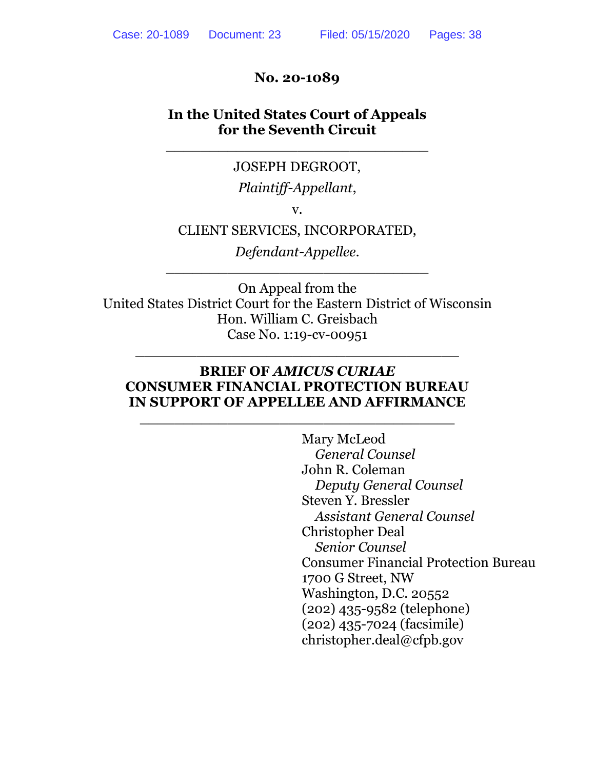**No. 20-1089**

**In the United States Court of Appeals for the Seventh Circuit**

---

JOSEPH DEGROOT,

*Plaintiff-Appellant*,

v.

CLIENT SERVICES, INCORPORATED,

*Defendant-Appellee*.

---

On Appeal from the
United States District Court for the Eastern District of Wisconsin
Hon. William C. Greisbach
Case No. 1:19-cv-00951

---

**BRIEF OF *AMICUS CURIAE* CONSUMER FINANCIAL PROTECTION BUREAU IN SUPPORT OF APPELLEE AND AFFIRMANCE**

---

Mary McLeod
*General Counsel*
John R. Coleman
*Deputy General Counsel*
Steven Y. Bressler
*Assistant General Counsel*
Christopher Deal
*Senior Counsel*
Consumer Financial Protection Bureau
1700 G Street, NW
Washington, D.C. 20552
(202) 435-9582 (telephone)
(202) 435-7024 (facsimile)
christopher.deal@cfpb.gov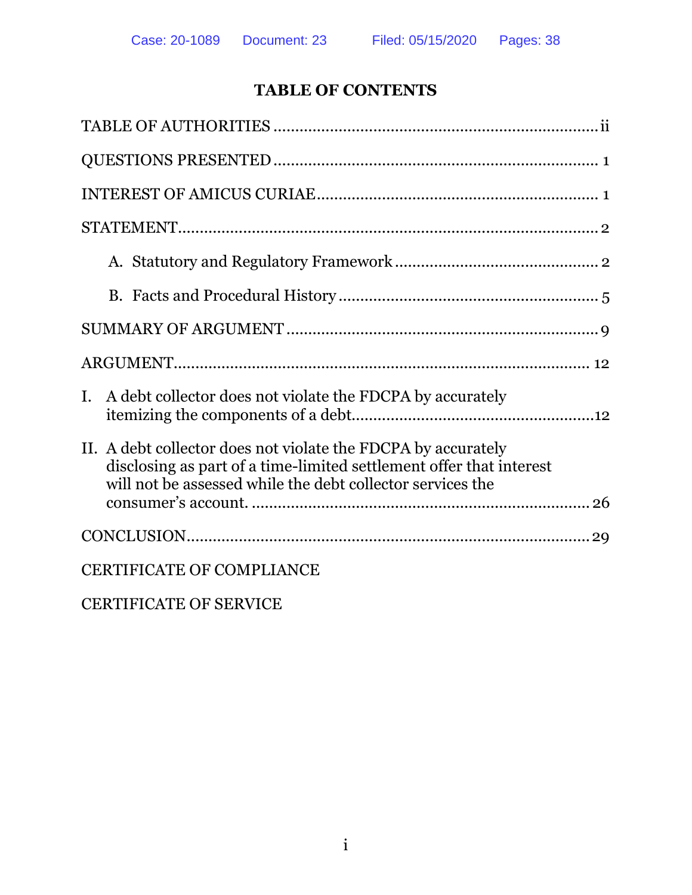# TABLE OF CONTENTS

TABLE OF AUTHORITIES .......... ii

QUESTIONS PRESENTED .......... 1

INTEREST OF AMICUS CURIAE .......... 1

STATEMENT .......... 2

- A. Statutory and Regulatory Framework .......... 2
- B. Facts and Procedural History .......... 5

SUMMARY OF ARGUMENT .......... 9

ARGUMENT .......... 12

I. A debt collector does not violate the FDCPA by accurately itemizing the components of a debt .......... 12

II. A debt collector does not violate the FDCPA by accurately disclosing as part of a time-limited settlement offer that interest will not be assessed while the debt collector services the consumer's account. .......... 26

CONCLUSION .......... 29

CERTIFICATE OF COMPLIANCE

CERTIFICATE OF SERVICE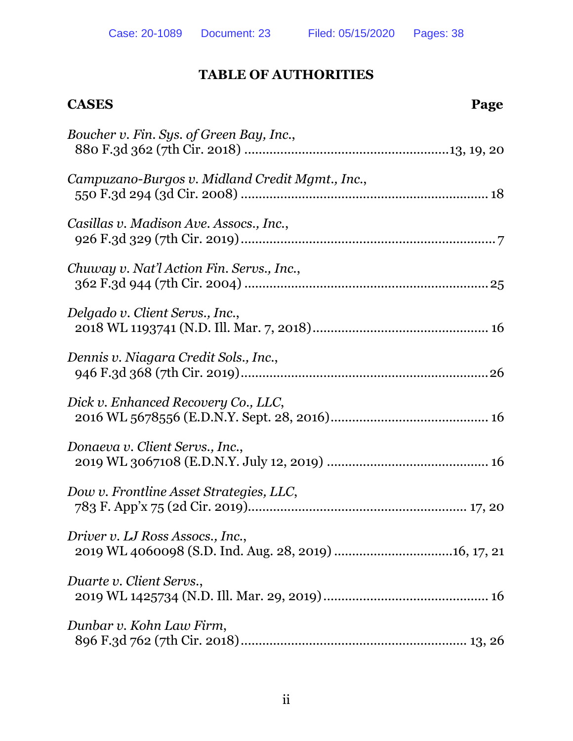## TABLE OF AUTHORITIES

**CASES** **Page**

*Boucher v. Fin. Sys. of Green Bay, Inc.*,
880 F.3d 362 (7th Cir. 2018) ........................................................13, 19, 20

*Campuzano-Burgos v. Midland Credit Mgmt., Inc.*,
550 F.3d 294 (3d Cir. 2008) .................................................................... 18

*Casillas v. Madison Ave. Assocs., Inc.*,
926 F.3d 329 (7th Cir. 2019)...................................................................... 7

*Chuway v. Nat'l Action Fin. Servs., Inc.*,
362 F.3d 944 (7th Cir. 2004) ....................................................................25

*Delgado v. Client Servs., Inc.*,
2018 WL 1193741 (N.D. Ill. Mar. 7, 2018)................................................ 16

*Dennis v. Niagara Credit Sols., Inc.*,
946 F.3d 368 (7th Cir. 2019).....................................................................26

*Dick v. Enhanced Recovery Co., LLC*,
2016 WL 5678556 (E.D.N.Y. Sept. 28, 2016)........................................... 16

*Donaeva v. Client Servs., Inc.*,
2019 WL 3067108 (E.D.N.Y. July 12, 2019) ............................................ 16

*Dow v. Frontline Asset Strategies, LLC*,
783 F. App'x 75 (2d Cir. 2019)............................................................ 17, 20

*Driver v. LJ Ross Assocs., Inc.*,
2019 WL 4060098 (S.D. Ind. Aug. 28, 2019) ................................16, 17, 21

*Duarte v. Client Servs.*,
2019 WL 1425734 (N.D. Ill. Mar. 29, 2019)............................................. 16

*Dunbar v. Kohn Law Firm*,
896 F.3d 762 (7th Cir. 2018).............................................................. 13, 26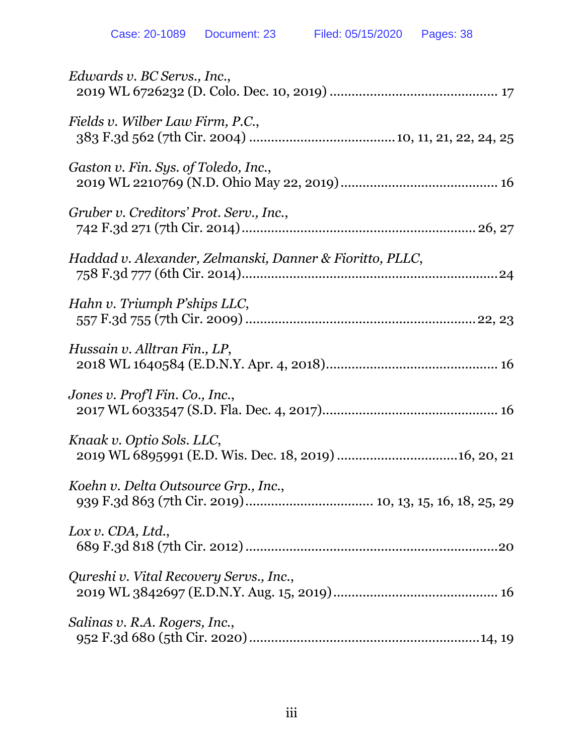*Edwards v. BC Servs., Inc.*,
2019 WL 6726232 (D. Colo. Dec. 10, 2019) ............................................ 17

*Fields v. Wilber Law Firm, P.C.*,
383 F.3d 562 (7th Cir. 2004) ...................................... 10, 11, 21, 22, 24, 25

*Gaston v. Fin. Sys. of Toledo, Inc.*,
2019 WL 2210769 (N.D. Ohio May 22, 2019) .......................................... 16

*Gruber v. Creditors' Prot. Serv., Inc.*,
742 F.3d 271 (7th Cir. 2014) ............................................................... 26, 27

*Haddad v. Alexander, Zelmanski, Danner & Fioritto, PLLC*,
758 F.3d 777 (6th Cir. 2014) ..................................................................... 24

*Hahn v. Triumph P'ships LLC*,
557 F.3d 755 (7th Cir. 2009) ............................................................. 22, 23

*Hussain v. Alltran Fin., LP*,
2018 WL 1640584 (E.D.N.Y. Apr. 4, 2018) .............................................. 16

*Jones v. Prof'l Fin. Co., Inc.*,
2017 WL 6033547 (S.D. Fla. Dec. 4, 2017) ............................................... 16

*Knaak v. Optio Sols. LLC*,
2019 WL 6895991 (E.D. Wis. Dec. 18, 2019) ................................ 16, 20, 21

*Koehn v. Delta Outsource Grp., Inc.*,
939 F.3d 863 (7th Cir. 2019) .................................. 10, 13, 15, 16, 18, 25, 29

*Lox v. CDA, Ltd.*,
689 F.3d 818 (7th Cir. 2012) ..................................................................... 20

*Qureshi v. Vital Recovery Servs., Inc.*,
2019 WL 3842697 (E.D.N.Y. Aug. 15, 2019) ............................................ 16

*Salinas v. R.A. Rogers, Inc.*,
952 F.3d 680 (5th Cir. 2020) .............................................................. 14, 19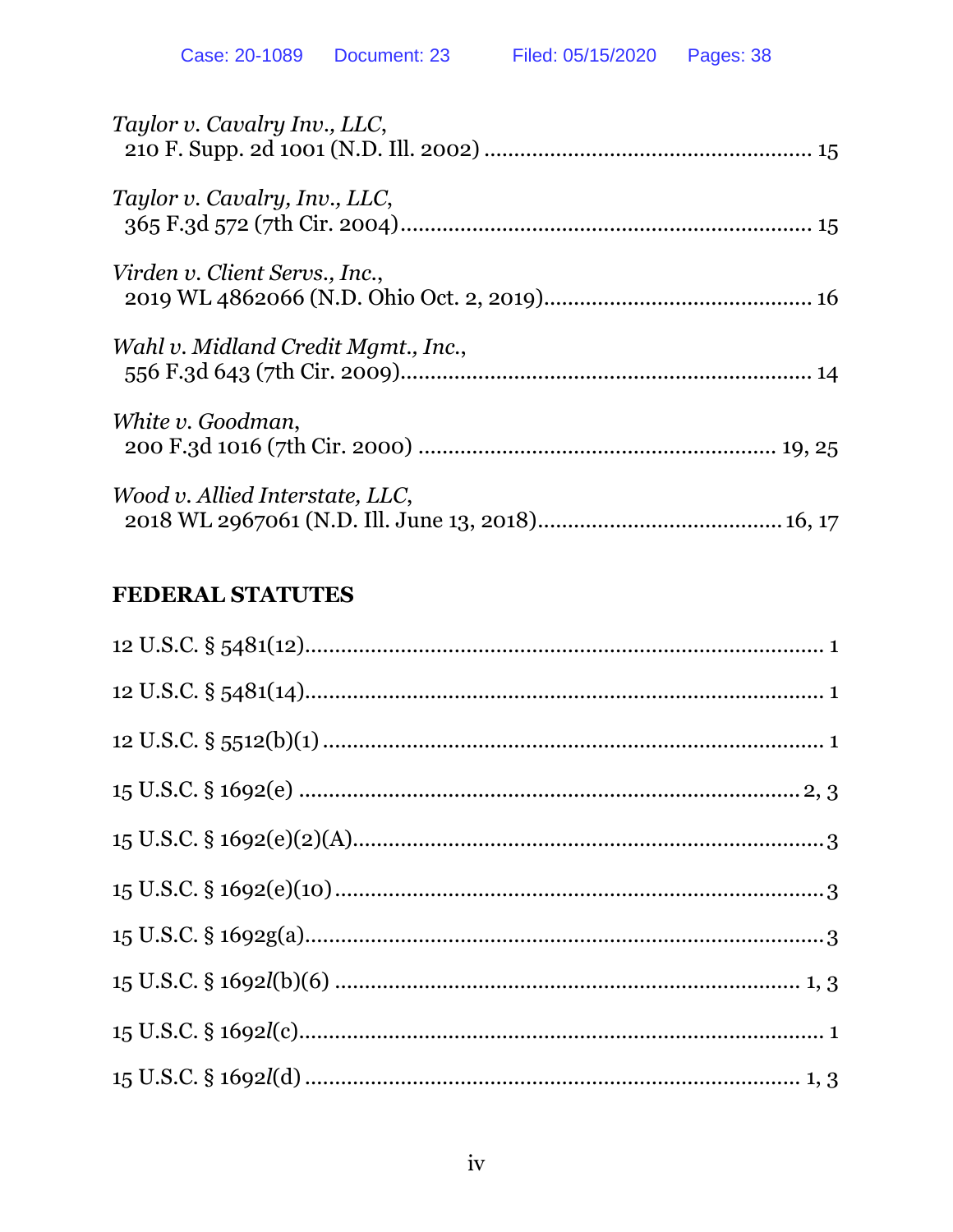*Taylor v. Cavalry Inv., LLC*,
210 F. Supp. 2d 1001 (N.D. Ill. 2002) ...................................................... 15

*Taylor v. Cavalry, Inv., LLC*,
365 F.3d 572 (7th Cir. 2004)..................................................................... 15

*Virden v. Client Servs., Inc.*,
2019 WL 4862066 (N.D. Ohio Oct. 2, 2019)............................................ 16

*Wahl v. Midland Credit Mgmt., Inc.*,
556 F.3d 643 (7th Cir. 2009)..................................................................... 14

*White v. Goodman*,
200 F.3d 1016 (7th Cir. 2000) .......................................................... 19, 25

*Wood v. Allied Interstate, LLC*,
2018 WL 2967061 (N.D. Ill. June 13, 2018)........................................ 16, 17

**FEDERAL STATUTES**

12 U.S.C. § 5481(12)...................................................................................... 1

12 U.S.C. § 5481(14)...................................................................................... 1

12 U.S.C. § 5512(b)(1) .................................................................................... 1

15 U.S.C. § 1692(e) .................................................................................... 2, 3

15 U.S.C. § 1692(e)(2)(A)................................................................................ 3

15 U.S.C. § 1692(e)(10) .................................................................................. 3

15 U.S.C. § 1692g(a)....................................................................................... 3

15 U.S.C. § 1692*l*(b)(6) ............................................................................. 1, 3

15 U.S.C. § 1692*l*(c)........................................................................................ 1

15 U.S.C. § 1692*l*(d) ................................................................................. 1, 3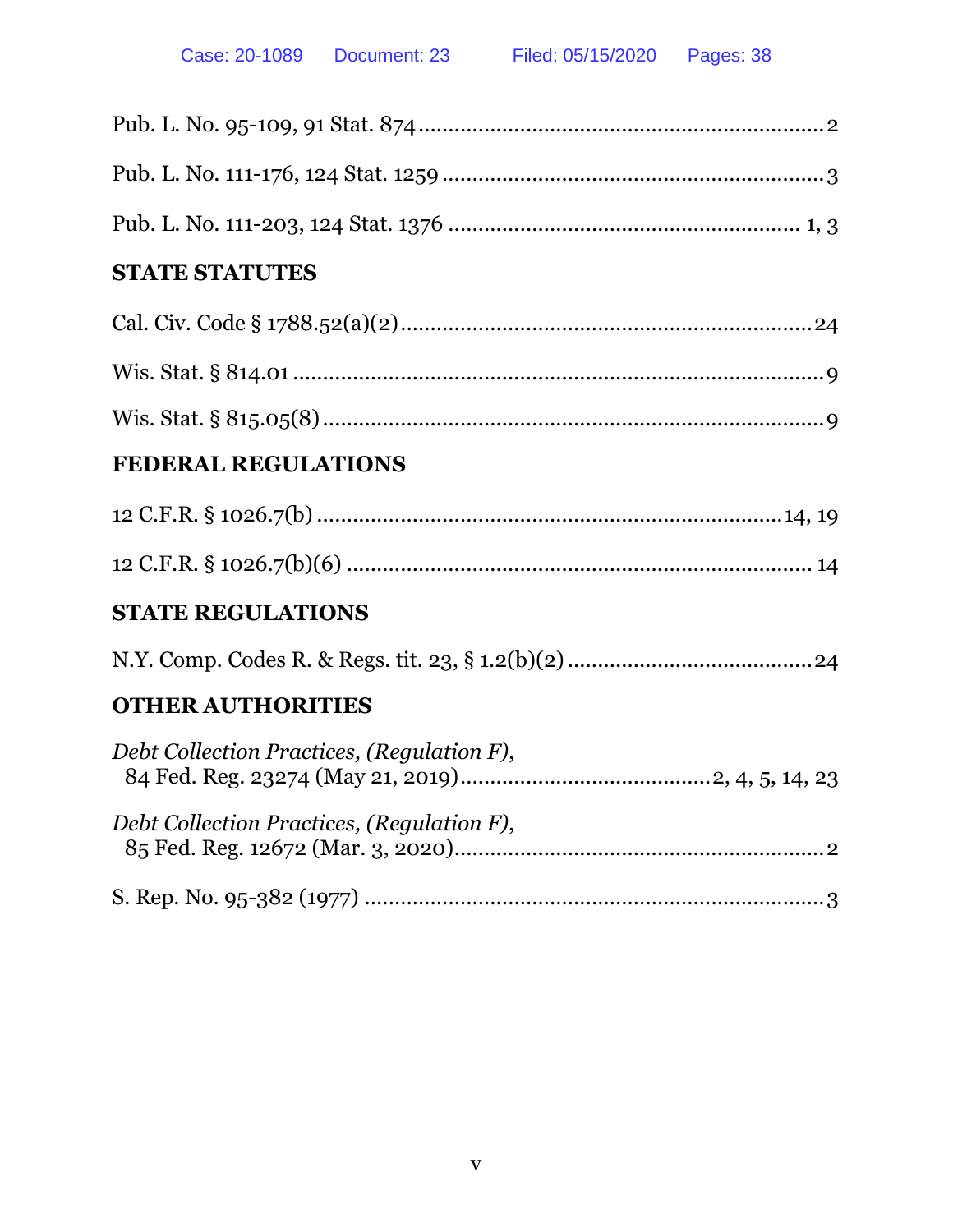Pub. L. No. 95-109, 91 Stat. 874 .................................................................... 2

Pub. L. No. 111-176, 124 Stat. 1259 ............................................................... 3

Pub. L. No. 111-203, 124 Stat. 1376 .......................................................... 1, 3

## STATE STATUTES

Cal. Civ. Code § 1788.52(a)(2) .................................................................... 24

Wis. Stat. § 814.01 ......................................................................................... 9

Wis. Stat. § 815.05(8) .................................................................................... 9

## FEDERAL REGULATIONS

12 C.F.R. § 1026.7(b) ............................................................................ 14, 19

12 C.F.R. § 1026.7(b)(6) ............................................................................. 14

## STATE REGULATIONS

N.Y. Comp. Codes R. & Regs. tit. 23, § 1.2(b)(2) ........................................ 24

## OTHER AUTHORITIES

*Debt Collection Practices, (Regulation F)*,
84 Fed. Reg. 23274 (May 21, 2019) .......................................... 2, 4, 5, 14, 23

*Debt Collection Practices, (Regulation F)*,
85 Fed. Reg. 12672 (Mar. 3, 2020) ............................................................. 2

S. Rep. No. 95-382 (1977) ............................................................................. 3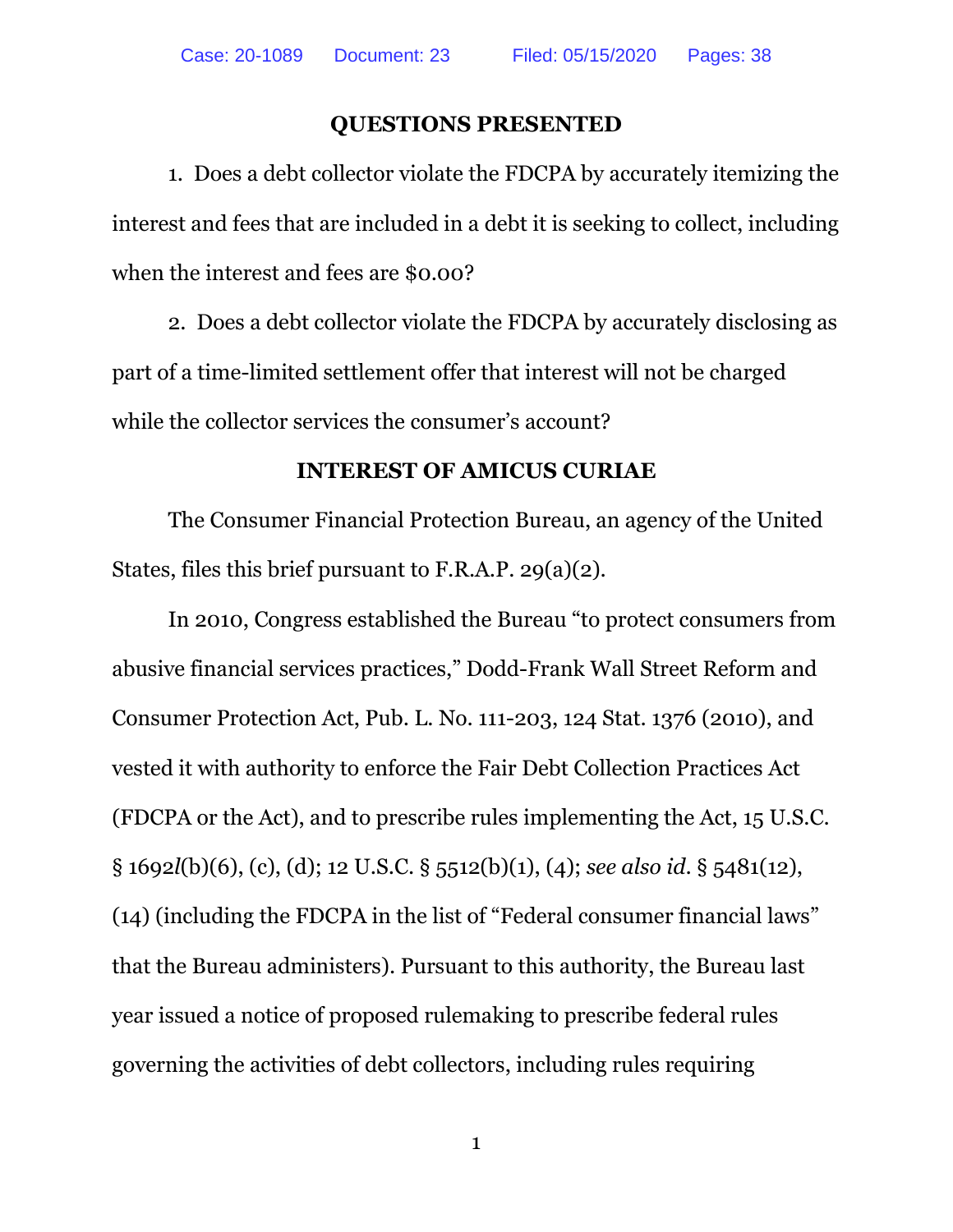## QUESTIONS PRESENTED

1. Does a debt collector violate the FDCPA by accurately itemizing the interest and fees that are included in a debt it is seeking to collect, including when the interest and fees are $0.00?

2. Does a debt collector violate the FDCPA by accurately disclosing as part of a time-limited settlement offer that interest will not be charged while the collector services the consumer's account?

## INTEREST OF AMICUS CURIAE

The Consumer Financial Protection Bureau, an agency of the United States, files this brief pursuant to F.R.A.P. 29(a)(2).

In 2010, Congress established the Bureau "to protect consumers from abusive financial services practices," Dodd-Frank Wall Street Reform and Consumer Protection Act, Pub. L. No. 111-203, 124 Stat. 1376 (2010), and vested it with authority to enforce the Fair Debt Collection Practices Act (FDCPA or the Act), and to prescribe rules implementing the Act, 15 U.S.C. § 1692*l*(b)(6), (c), (d); 12 U.S.C. § 5512(b)(1), (4); *see also id.* § 5481(12), (14) (including the FDCPA in the list of "Federal consumer financial laws" that the Bureau administers). Pursuant to this authority, the Bureau last year issued a notice of proposed rulemaking to prescribe federal rules governing the activities of debt collectors, including rules requiring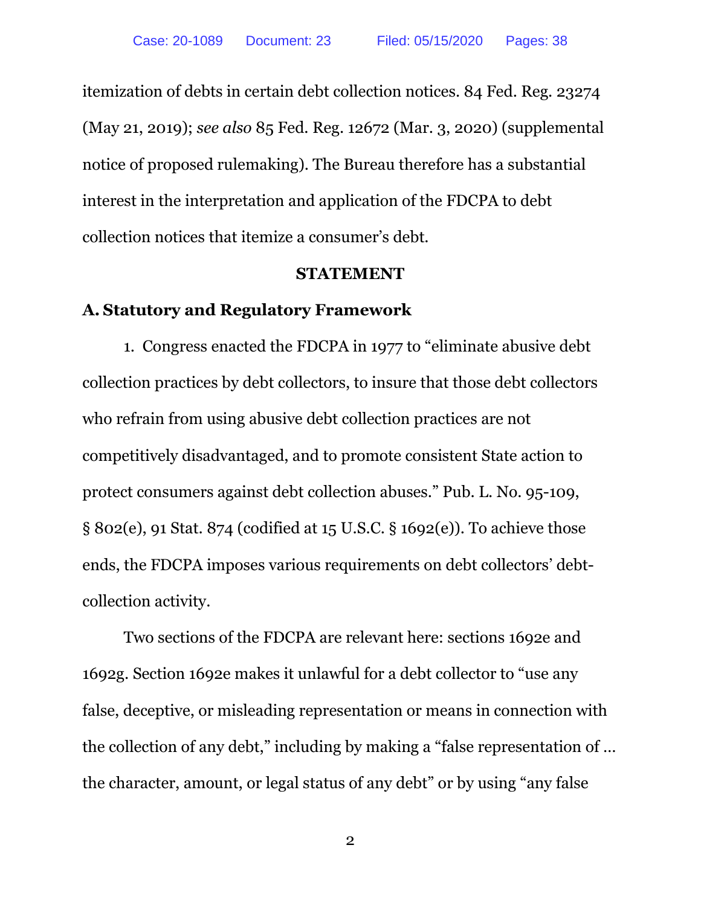itemization of debts in certain debt collection notices. 84 Fed. Reg. 23274 (May 21, 2019); *see also* 85 Fed. Reg. 12672 (Mar. 3, 2020) (supplemental notice of proposed rulemaking). The Bureau therefore has a substantial interest in the interpretation and application of the FDCPA to debt collection notices that itemize a consumer's debt.

## STATEMENT

### A. Statutory and Regulatory Framework

1. Congress enacted the FDCPA in 1977 to "eliminate abusive debt collection practices by debt collectors, to insure that those debt collectors who refrain from using abusive debt collection practices are not competitively disadvantaged, and to promote consistent State action to protect consumers against debt collection abuses." Pub. L. No. 95-109, § 802(e), 91 Stat. 874 (codified at 15 U.S.C. § 1692(e)). To achieve those ends, the FDCPA imposes various requirements on debt collectors' debt-collection activity.

Two sections of the FDCPA are relevant here: sections 1692e and 1692g. Section 1692e makes it unlawful for a debt collector to "use any false, deceptive, or misleading representation or means in connection with the collection of any debt," including by making a "false representation of … the character, amount, or legal status of any debt" or by using "any false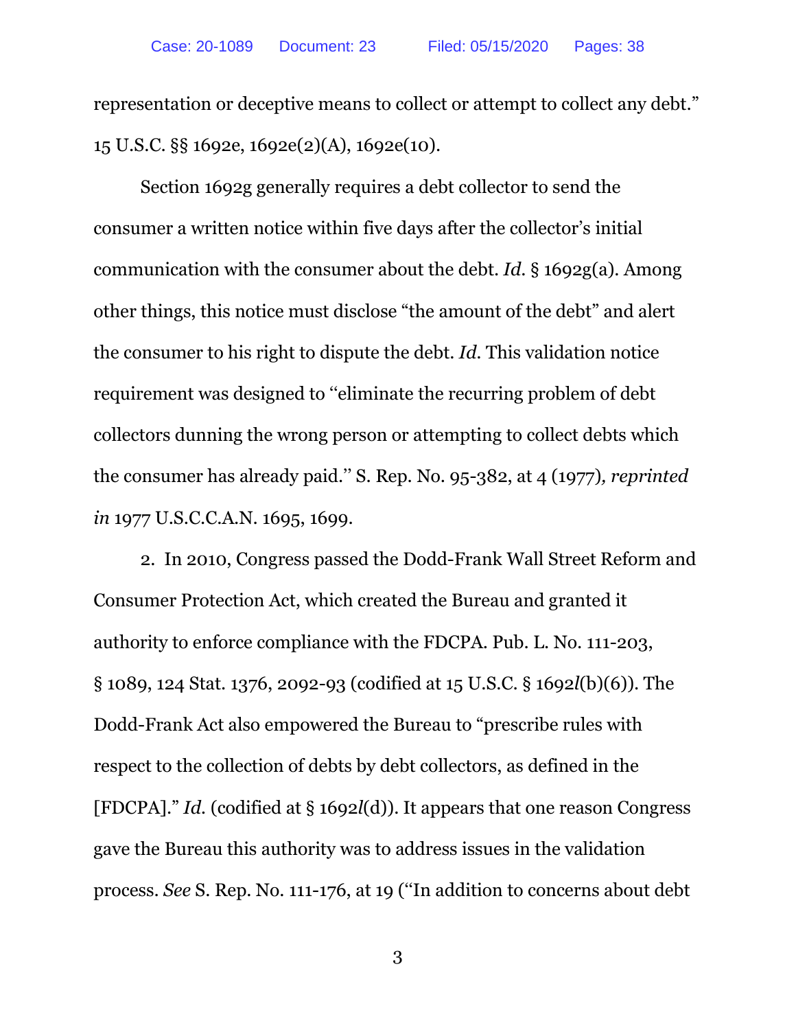representation or deceptive means to collect or attempt to collect any debt." 15 U.S.C. §§ 1692e, 1692e(2)(A), 1692e(10).

Section 1692g generally requires a debt collector to send the consumer a written notice within five days after the collector's initial communication with the consumer about the debt. *Id.* § 1692g(a). Among other things, this notice must disclose "the amount of the debt" and alert the consumer to his right to dispute the debt. *Id.* This validation notice requirement was designed to "eliminate the recurring problem of debt collectors dunning the wrong person or attempting to collect debts which the consumer has already paid." S. Rep. No. 95-382, at 4 (1977)*, reprinted in* 1977 U.S.C.C.A.N. 1695, 1699.

2. In 2010, Congress passed the Dodd-Frank Wall Street Reform and Consumer Protection Act, which created the Bureau and granted it authority to enforce compliance with the FDCPA. Pub. L. No. 111-203, § 1089, 124 Stat. 1376, 2092-93 (codified at 15 U.S.C. § 1692*l*(b)(6)). The Dodd-Frank Act also empowered the Bureau to "prescribe rules with respect to the collection of debts by debt collectors, as defined in the [FDCPA]." *Id.* (codified at § 1692*l*(d)). It appears that one reason Congress gave the Bureau this authority was to address issues in the validation process. *See* S. Rep. No. 111-176, at 19 ("In addition to concerns about debt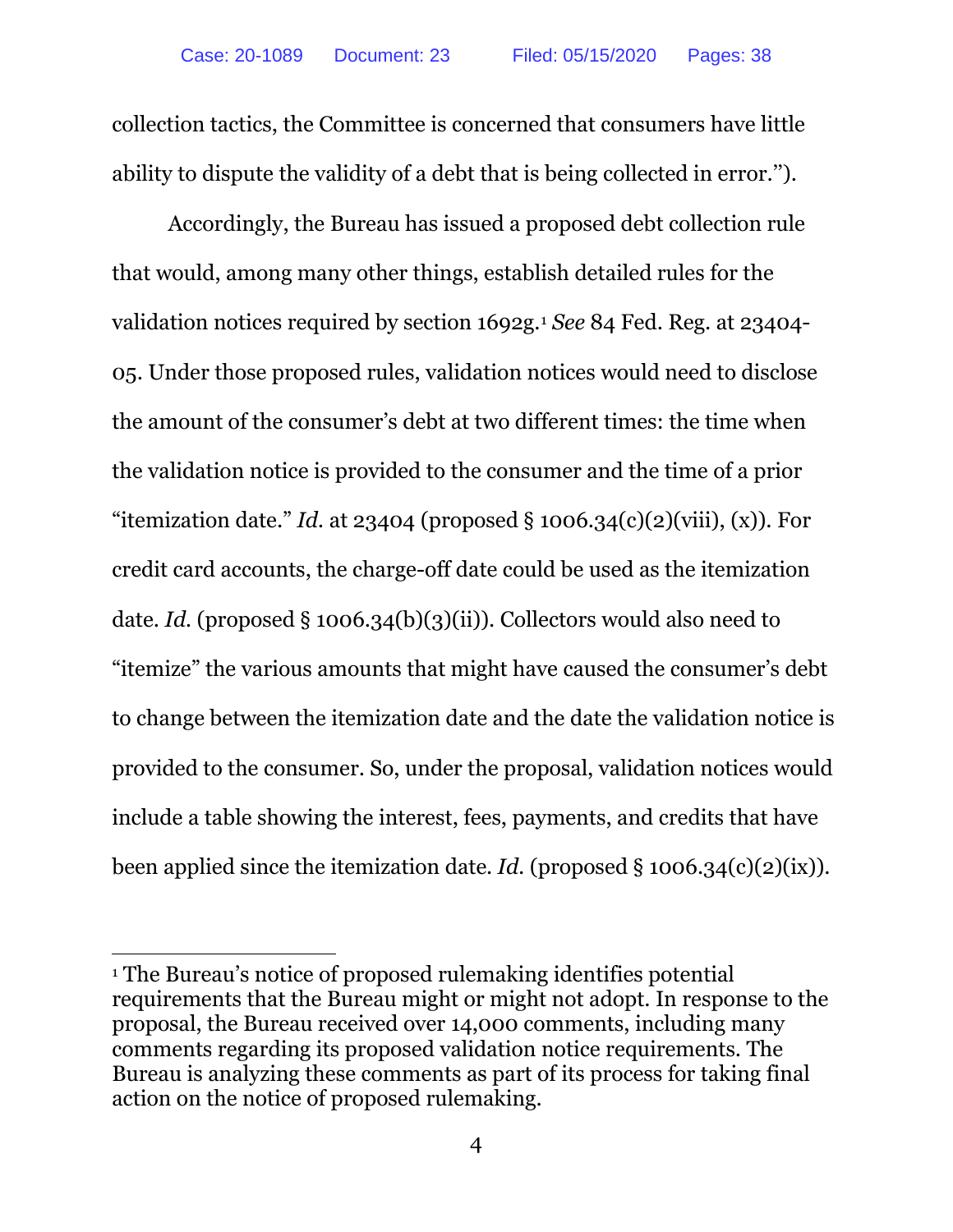collection tactics, the Committee is concerned that consumers have little ability to dispute the validity of a debt that is being collected in error.").

Accordingly, the Bureau has issued a proposed debt collection rule that would, among many other things, establish detailed rules for the validation notices required by section 1692g.[1] *See* 84 Fed. Reg. at 23404-05. Under those proposed rules, validation notices would need to disclose the amount of the consumer's debt at two different times: the time when the validation notice is provided to the consumer and the time of a prior "itemization date." *Id.* at 23404 (proposed § 1006.34(c)(2)(viii), (x)). For credit card accounts, the charge-off date could be used as the itemization date. *Id.* (proposed § 1006.34(b)(3)(ii)). Collectors would also need to "itemize" the various amounts that might have caused the consumer's debt to change between the itemization date and the date the validation notice is provided to the consumer. So, under the proposal, validation notices would include a table showing the interest, fees, payments, and credits that have been applied since the itemization date. *Id.* (proposed § 1006.34(c)(2)(ix)).

---

[1] The Bureau's notice of proposed rulemaking identifies potential requirements that the Bureau might or might not adopt. In response to the proposal, the Bureau received over 14,000 comments, including many comments regarding its proposed validation notice requirements. The Bureau is analyzing these comments as part of its process for taking final action on the notice of proposed rulemaking.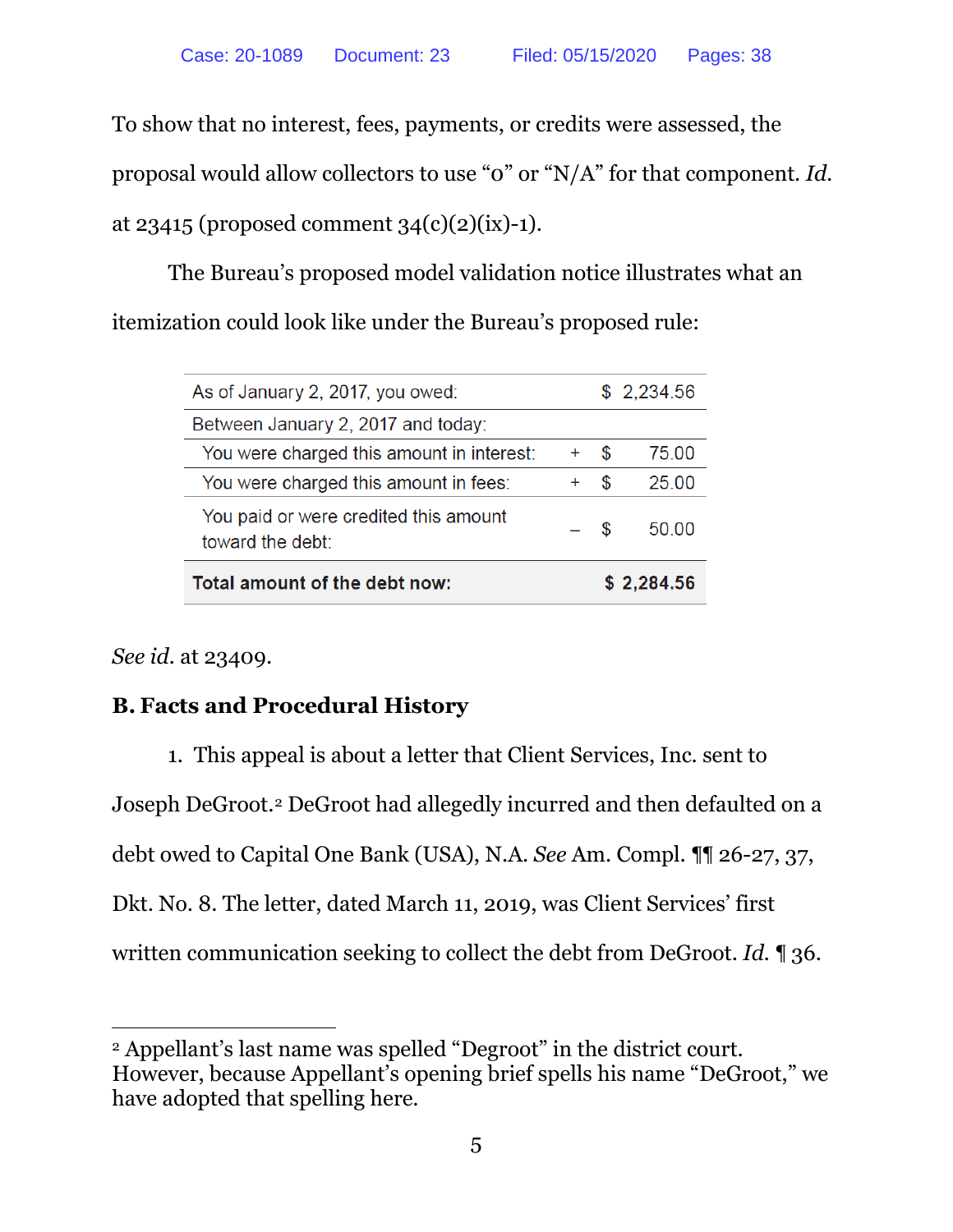To show that no interest, fees, payments, or credits were assessed, the proposal would allow collectors to use "0" or "N/A" for that component. *Id.* at 23415 (proposed comment 34(c)(2)(ix)-1).

The Bureau's proposed model validation notice illustrates what an itemization could look like under the Bureau's proposed rule:

| | | | |
|---|---|---|---|
| As of January 2, 2017, you owed: | | $ | 2,234.56 |
| Between January 2, 2017 and today: | | | |
| You were charged this amount in interest: | + | $ | 75.00 |
| You were charged this amount in fees: | + | $ | 25.00 |
| You paid or were credited this amount toward the debt: | – | $ | 50.00 |
| **Total amount of the debt now:** | | **$** | **2,284.56** |

*See id.* at 23409.

## B. Facts and Procedural History

1. This appeal is about a letter that Client Services, Inc. sent to Joseph DeGroot.[2] DeGroot had allegedly incurred and then defaulted on a debt owed to Capital One Bank (USA), N.A. *See* Am. Compl. ¶¶ 26-27, 37, Dkt. No. 8. The letter, dated March 11, 2019, was Client Services' first written communication seeking to collect the debt from DeGroot. *Id.* ¶ 36.

---

[2] Appellant's last name was spelled "Degroot" in the district court. However, because Appellant's opening brief spells his name "DeGroot," we have adopted that spelling here.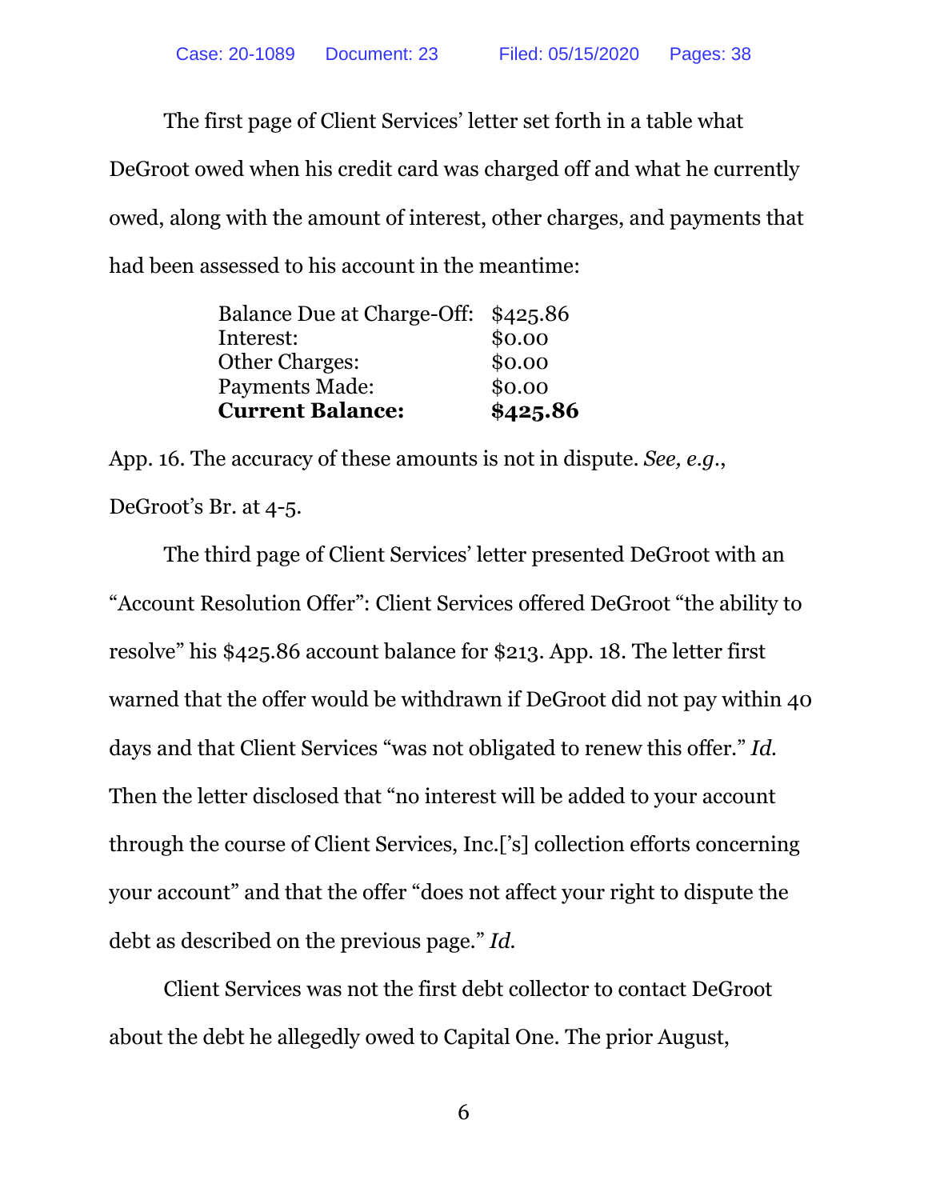The first page of Client Services' letter set forth in a table what DeGroot owed when his credit card was charged off and what he currently owed, along with the amount of interest, other charges, and payments that had been assessed to his account in the meantime:

| | |
|---|---|
| Balance Due at Charge-Off: | $425.86 |
| Interest: | $0.00 |
| Other Charges: | $0.00 |
| Payments Made: | $0.00 |
| **Current Balance:** | **$425.86** |

App. 16. The accuracy of these amounts is not in dispute. *See, e.g.*, DeGroot's Br. at 4-5.

The third page of Client Services' letter presented DeGroot with an "Account Resolution Offer": Client Services offered DeGroot "the ability to resolve" his $425.86 account balance for $213. App. 18. The letter first warned that the offer would be withdrawn if DeGroot did not pay within 40 days and that Client Services "was not obligated to renew this offer." *Id.* Then the letter disclosed that "no interest will be added to your account through the course of Client Services, Inc.['s] collection efforts concerning your account" and that the offer "does not affect your right to dispute the debt as described on the previous page." *Id.*

Client Services was not the first debt collector to contact DeGroot about the debt he allegedly owed to Capital One. The prior August,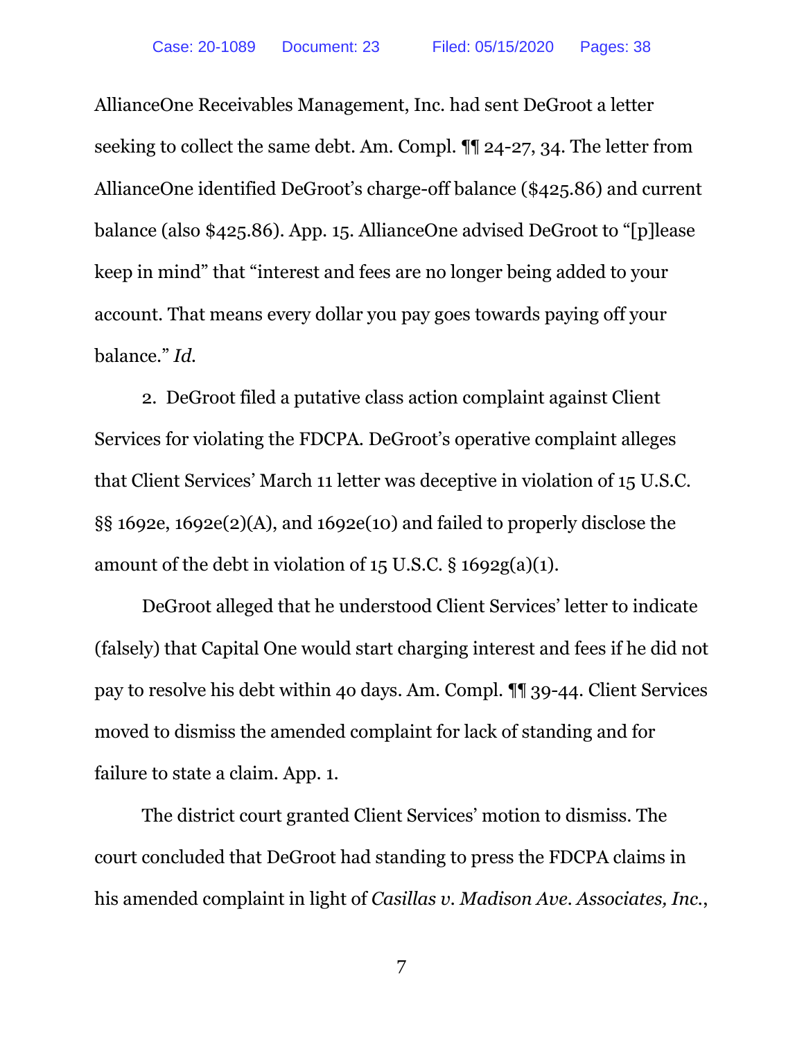AllianceOne Receivables Management, Inc. had sent DeGroot a letter seeking to collect the same debt. Am. Compl. ¶¶ 24-27, 34. The letter from AllianceOne identified DeGroot's charge-off balance ($425.86) and current balance (also $425.86). App. 15. AllianceOne advised DeGroot to "[p]lease keep in mind" that "interest and fees are no longer being added to your account. That means every dollar you pay goes towards paying off your balance." *Id.*

2. DeGroot filed a putative class action complaint against Client Services for violating the FDCPA. DeGroot's operative complaint alleges that Client Services' March 11 letter was deceptive in violation of 15 U.S.C. §§ 1692e, 1692e(2)(A), and 1692e(10) and failed to properly disclose the amount of the debt in violation of 15 U.S.C. § 1692g(a)(1).

DeGroot alleged that he understood Client Services' letter to indicate (falsely) that Capital One would start charging interest and fees if he did not pay to resolve his debt within 40 days. Am. Compl. ¶¶ 39-44. Client Services moved to dismiss the amended complaint for lack of standing and for failure to state a claim. App. 1.

The district court granted Client Services' motion to dismiss. The court concluded that DeGroot had standing to press the FDCPA claims in his amended complaint in light of *Casillas v. Madison Ave. Associates, Inc.*,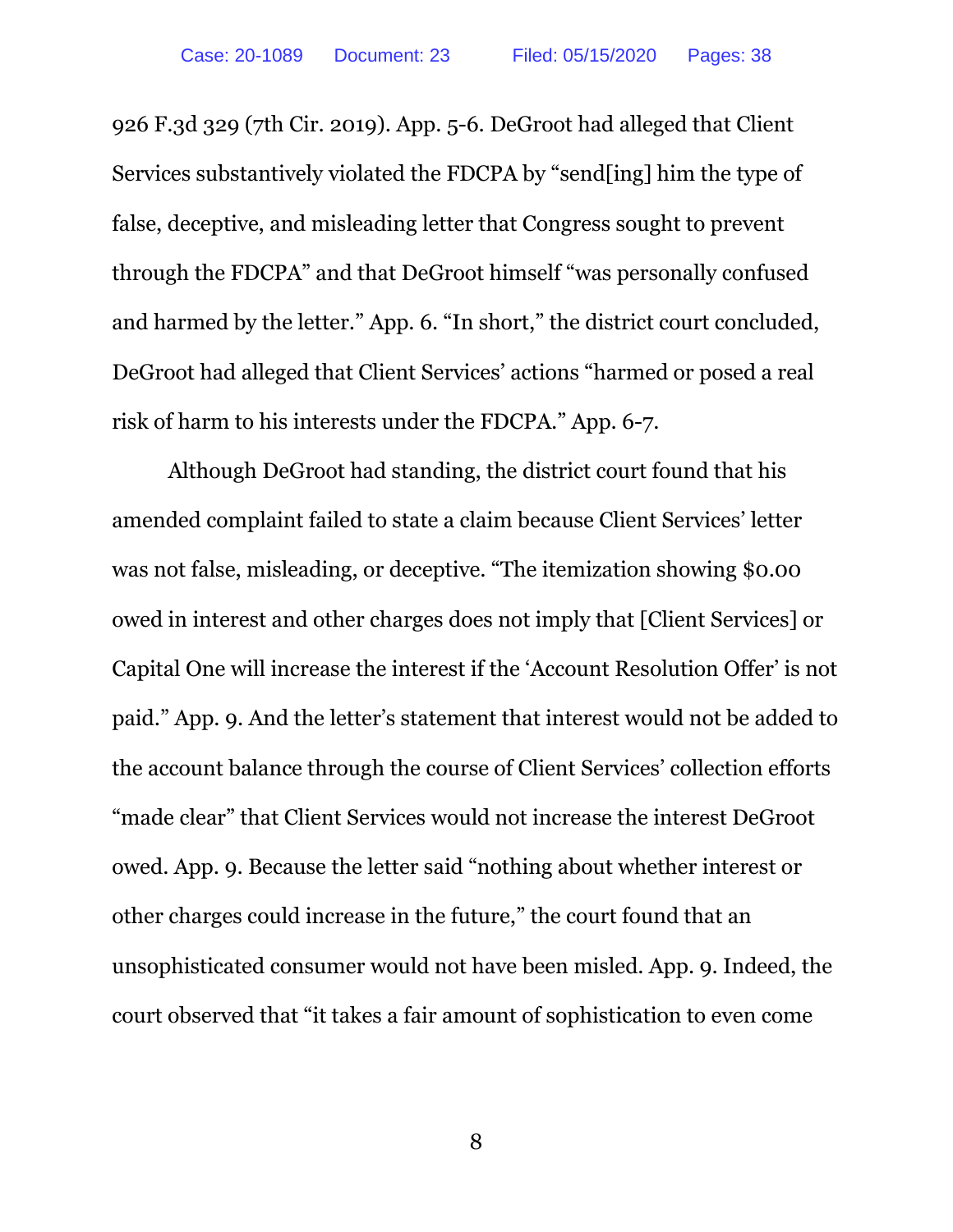926 F.3d 329 (7th Cir. 2019). App. 5-6. DeGroot had alleged that Client Services substantively violated the FDCPA by "send[ing] him the type of false, deceptive, and misleading letter that Congress sought to prevent through the FDCPA" and that DeGroot himself "was personally confused and harmed by the letter." App. 6. "In short," the district court concluded, DeGroot had alleged that Client Services' actions "harmed or posed a real risk of harm to his interests under the FDCPA." App. 6-7.

Although DeGroot had standing, the district court found that his amended complaint failed to state a claim because Client Services' letter was not false, misleading, or deceptive. "The itemization showing $0.00 owed in interest and other charges does not imply that [Client Services] or Capital One will increase the interest if the 'Account Resolution Offer' is not paid." App. 9. And the letter's statement that interest would not be added to the account balance through the course of Client Services' collection efforts "made clear" that Client Services would not increase the interest DeGroot owed. App. 9. Because the letter said "nothing about whether interest or other charges could increase in the future," the court found that an unsophisticated consumer would not have been misled. App. 9. Indeed, the court observed that "it takes a fair amount of sophistication to even come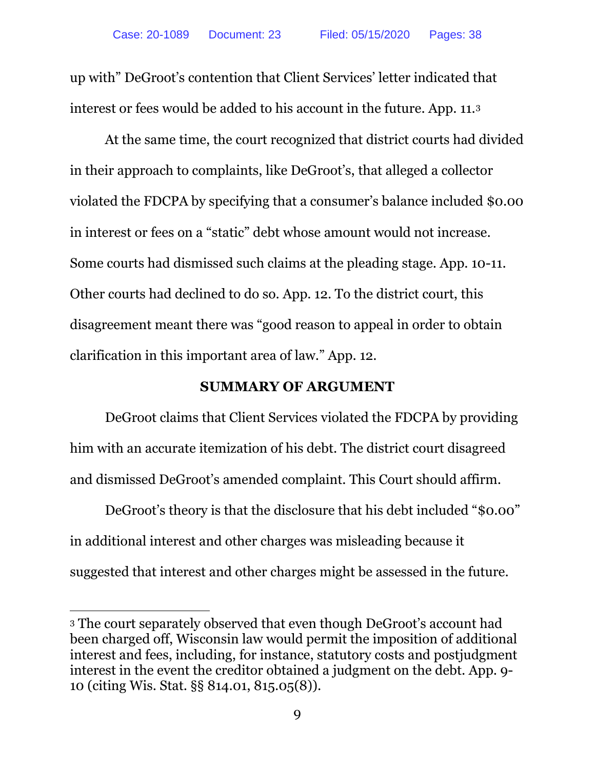up with" DeGroot's contention that Client Services' letter indicated that interest or fees would be added to his account in the future. App. 11.[3]

At the same time, the court recognized that district courts had divided in their approach to complaints, like DeGroot's, that alleged a collector violated the FDCPA by specifying that a consumer's balance included $0.00 in interest or fees on a "static" debt whose amount would not increase. Some courts had dismissed such claims at the pleading stage. App. 10-11. Other courts had declined to do so. App. 12. To the district court, this disagreement meant there was "good reason to appeal in order to obtain clarification in this important area of law." App. 12.

## SUMMARY OF ARGUMENT

DeGroot claims that Client Services violated the FDCPA by providing him with an accurate itemization of his debt. The district court disagreed and dismissed DeGroot's amended complaint. This Court should affirm.

DeGroot's theory is that the disclosure that his debt included "$0.00" in additional interest and other charges was misleading because it suggested that interest and other charges might be assessed in the future.

---

[3] The court separately observed that even though DeGroot's account had been charged off, Wisconsin law would permit the imposition of additional interest and fees, including, for instance, statutory costs and postjudgment interest in the event the creditor obtained a judgment on the debt. App. 9-10 (citing Wis. Stat. §§ 814.01, 815.05(8)).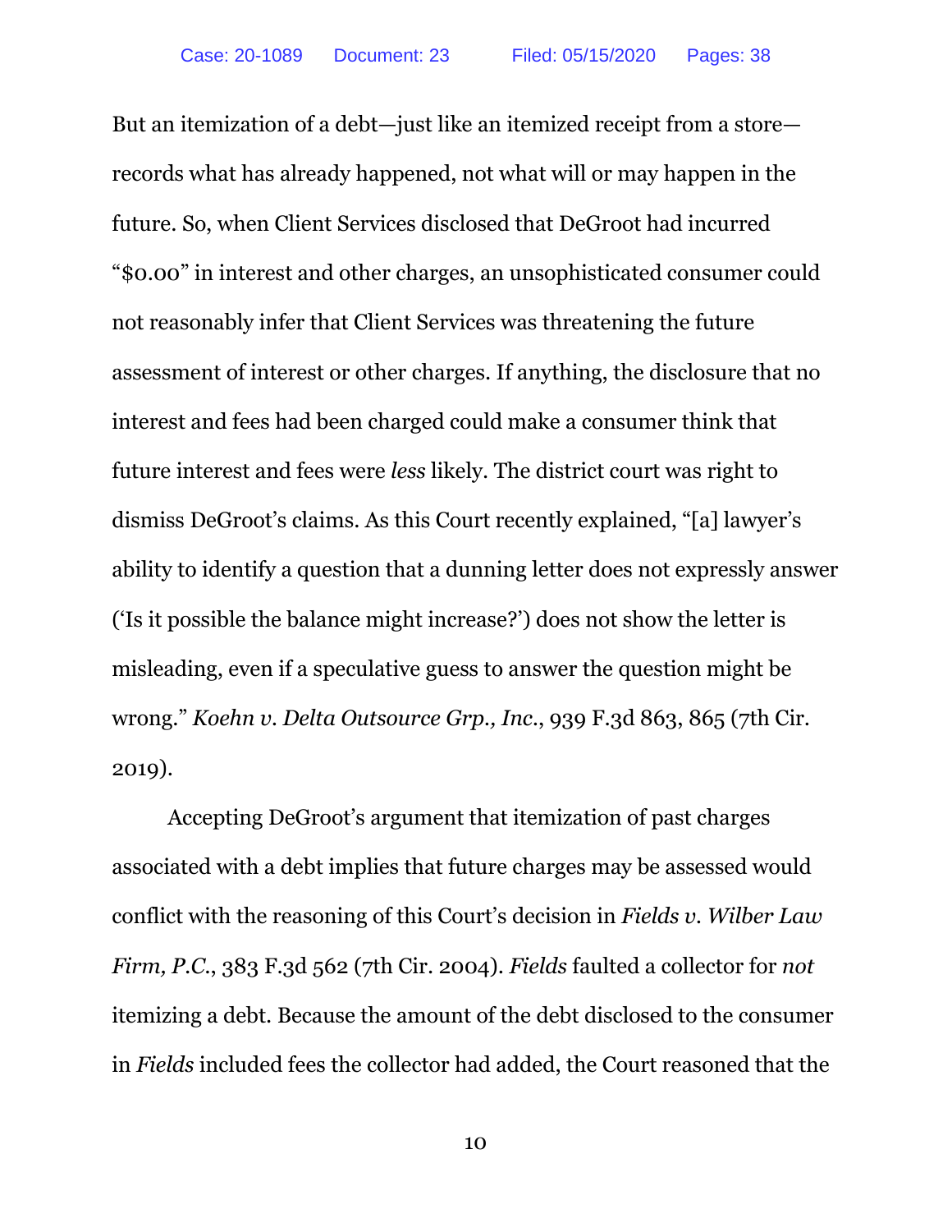But an itemization of a debt—just like an itemized receipt from a store—records what has already happened, not what will or may happen in the future. So, when Client Services disclosed that DeGroot had incurred "$0.00" in interest and other charges, an unsophisticated consumer could not reasonably infer that Client Services was threatening the future assessment of interest or other charges. If anything, the disclosure that no interest and fees had been charged could make a consumer think that future interest and fees were *less* likely. The district court was right to dismiss DeGroot's claims. As this Court recently explained, "[a] lawyer's ability to identify a question that a dunning letter does not expressly answer ('Is it possible the balance might increase?') does not show the letter is misleading, even if a speculative guess to answer the question might be wrong." *Koehn v. Delta Outsource Grp., Inc.*, 939 F.3d 863, 865 (7th Cir. 2019).

Accepting DeGroot's argument that itemization of past charges associated with a debt implies that future charges may be assessed would conflict with the reasoning of this Court's decision in *Fields v. Wilber Law Firm, P.C.*, 383 F.3d 562 (7th Cir. 2004). *Fields* faulted a collector for *not* itemizing a debt. Because the amount of the debt disclosed to the consumer in *Fields* included fees the collector had added, the Court reasoned that the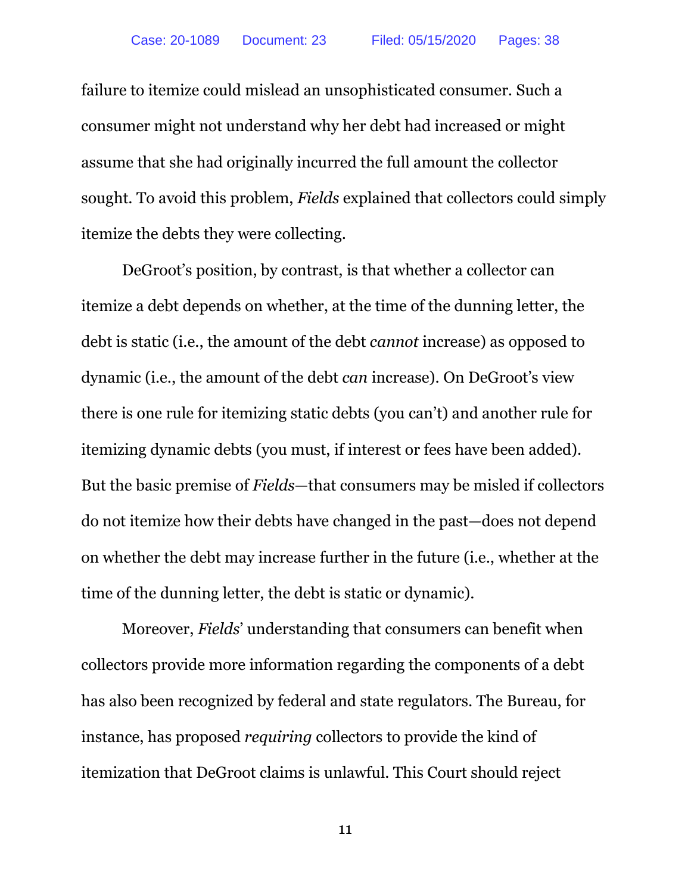failure to itemize could mislead an unsophisticated consumer. Such a consumer might not understand why her debt had increased or might assume that she had originally incurred the full amount the collector sought. To avoid this problem, *Fields* explained that collectors could simply itemize the debts they were collecting.

DeGroot's position, by contrast, is that whether a collector can itemize a debt depends on whether, at the time of the dunning letter, the debt is static (i.e., the amount of the debt *cannot* increase) as opposed to dynamic (i.e., the amount of the debt *can* increase). On DeGroot's view there is one rule for itemizing static debts (you can't) and another rule for itemizing dynamic debts (you must, if interest or fees have been added). But the basic premise of *Fields*—that consumers may be misled if collectors do not itemize how their debts have changed in the past—does not depend on whether the debt may increase further in the future (i.e., whether at the time of the dunning letter, the debt is static or dynamic).

Moreover, *Fields*' understanding that consumers can benefit when collectors provide more information regarding the components of a debt has also been recognized by federal and state regulators. The Bureau, for instance, has proposed *requiring* collectors to provide the kind of itemization that DeGroot claims is unlawful. This Court should reject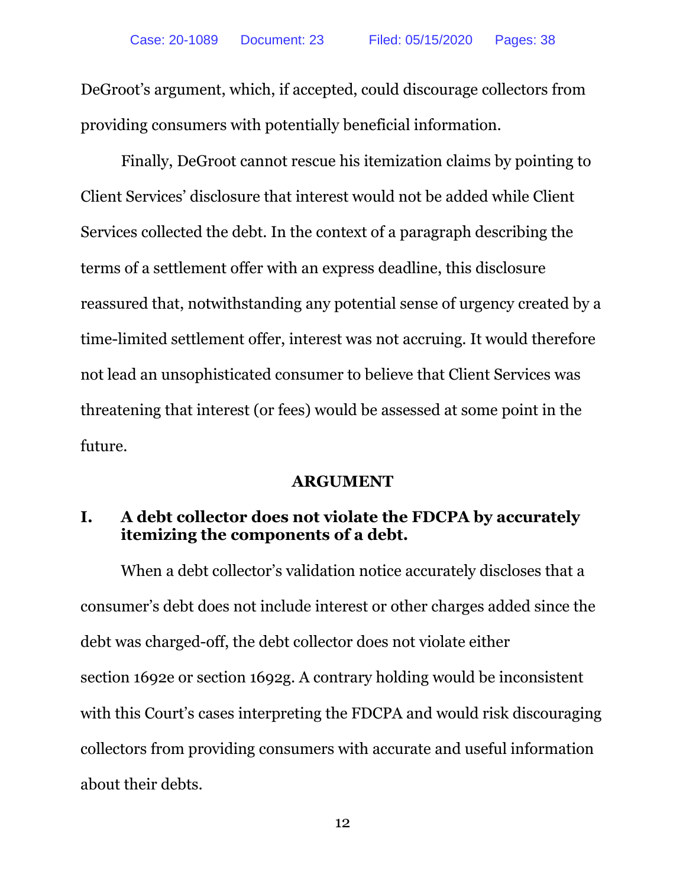DeGroot's argument, which, if accepted, could discourage collectors from providing consumers with potentially beneficial information.

Finally, DeGroot cannot rescue his itemization claims by pointing to Client Services' disclosure that interest would not be added while Client Services collected the debt. In the context of a paragraph describing the terms of a settlement offer with an express deadline, this disclosure reassured that, notwithstanding any potential sense of urgency created by a time-limited settlement offer, interest was not accruing. It would therefore not lead an unsophisticated consumer to believe that Client Services was threatening that interest (or fees) would be assessed at some point in the future.

## ARGUMENT

### I. A debt collector does not violate the FDCPA by accurately itemizing the components of a debt.

When a debt collector's validation notice accurately discloses that a consumer's debt does not include interest or other charges added since the debt was charged-off, the debt collector does not violate either section 1692e or section 1692g. A contrary holding would be inconsistent with this Court's cases interpreting the FDCPA and would risk discouraging collectors from providing consumers with accurate and useful information about their debts.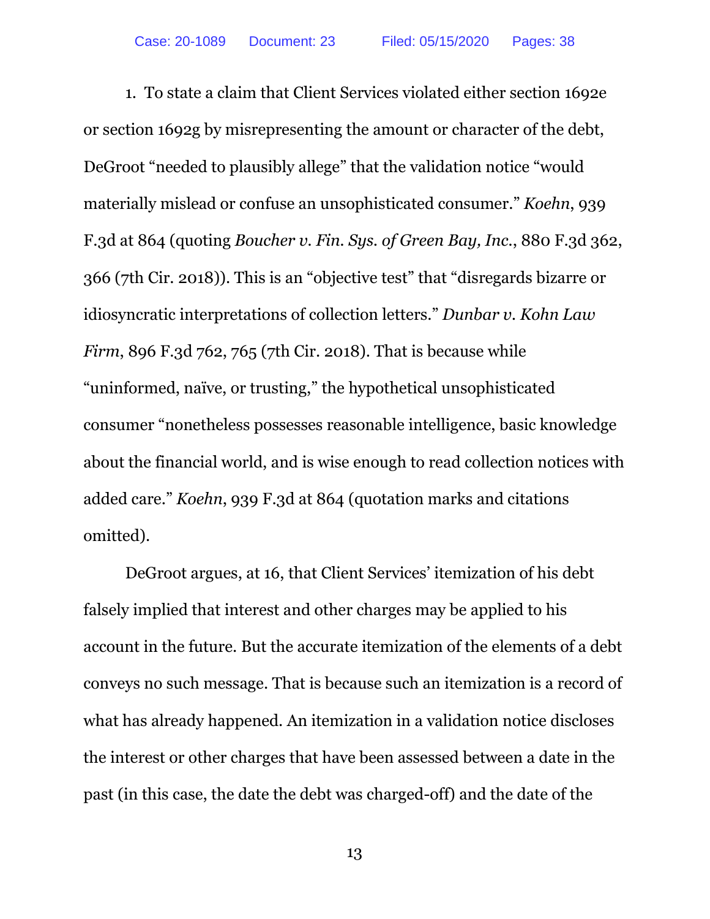1. To state a claim that Client Services violated either section 1692e or section 1692g by misrepresenting the amount or character of the debt, DeGroot "needed to plausibly allege" that the validation notice "would materially mislead or confuse an unsophisticated consumer." *Koehn*, 939 F.3d at 864 (quoting *Boucher v. Fin. Sys. of Green Bay, Inc.*, 880 F.3d 362, 366 (7th Cir. 2018)). This is an "objective test" that "disregards bizarre or idiosyncratic interpretations of collection letters." *Dunbar v. Kohn Law Firm*, 896 F.3d 762, 765 (7th Cir. 2018). That is because while "uninformed, naïve, or trusting," the hypothetical unsophisticated consumer "nonetheless possesses reasonable intelligence, basic knowledge about the financial world, and is wise enough to read collection notices with added care." *Koehn*, 939 F.3d at 864 (quotation marks and citations omitted).

DeGroot argues, at 16, that Client Services' itemization of his debt falsely implied that interest and other charges may be applied to his account in the future. But the accurate itemization of the elements of a debt conveys no such message. That is because such an itemization is a record of what has already happened. An itemization in a validation notice discloses the interest or other charges that have been assessed between a date in the past (in this case, the date the debt was charged-off) and the date of the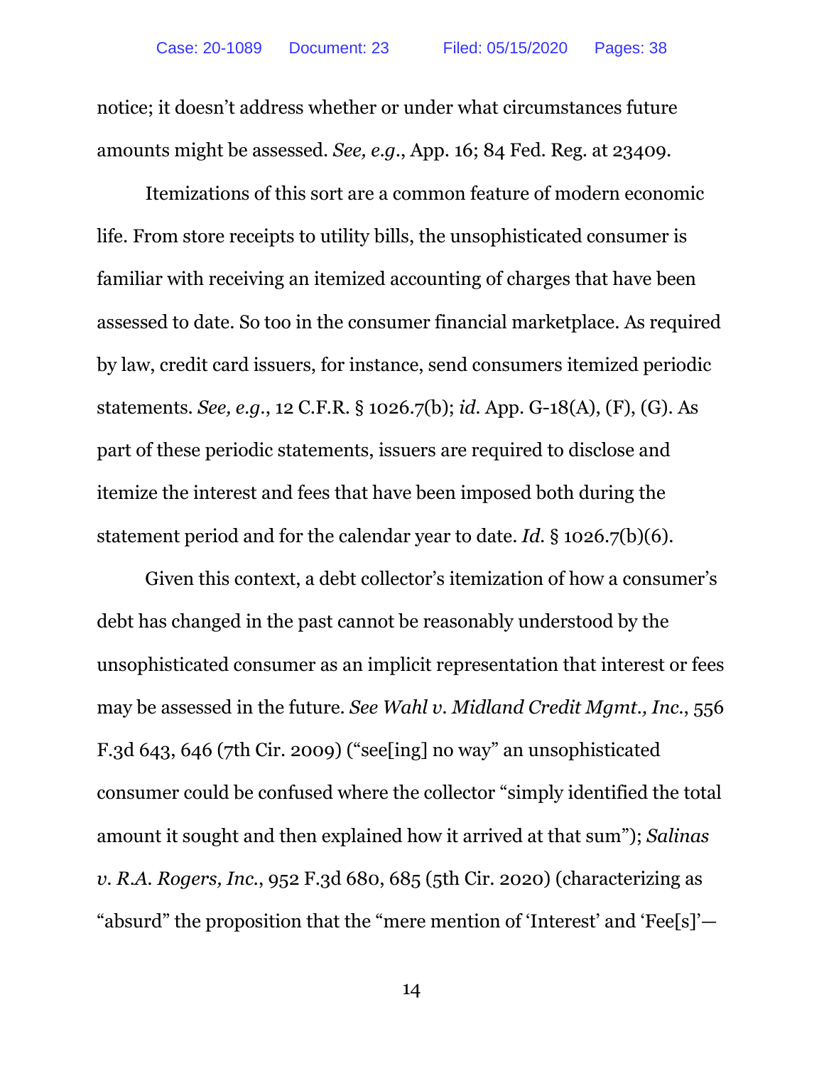notice; it doesn't address whether or under what circumstances future amounts might be assessed. *See, e.g.*, App. 16; 84 Fed. Reg. at 23409.

Itemizations of this sort are a common feature of modern economic life. From store receipts to utility bills, the unsophisticated consumer is familiar with receiving an itemized accounting of charges that have been assessed to date. So too in the consumer financial marketplace. As required by law, credit card issuers, for instance, send consumers itemized periodic statements. *See, e.g.*, 12 C.F.R. § 1026.7(b); *id.* App. G-18(A), (F), (G). As part of these periodic statements, issuers are required to disclose and itemize the interest and fees that have been imposed both during the statement period and for the calendar year to date. *Id.* § 1026.7(b)(6).

Given this context, a debt collector's itemization of how a consumer's debt has changed in the past cannot be reasonably understood by the unsophisticated consumer as an implicit representation that interest or fees may be assessed in the future. *See Wahl v. Midland Credit Mgmt., Inc.*, 556 F.3d 643, 646 (7th Cir. 2009) ("see[ing] no way" an unsophisticated consumer could be confused where the collector "simply identified the total amount it sought and then explained how it arrived at that sum"); *Salinas v. R.A. Rogers, Inc.*, 952 F.3d 680, 685 (5th Cir. 2020) (characterizing as "absurd" the proposition that the "mere mention of 'Interest' and 'Fee[s]'—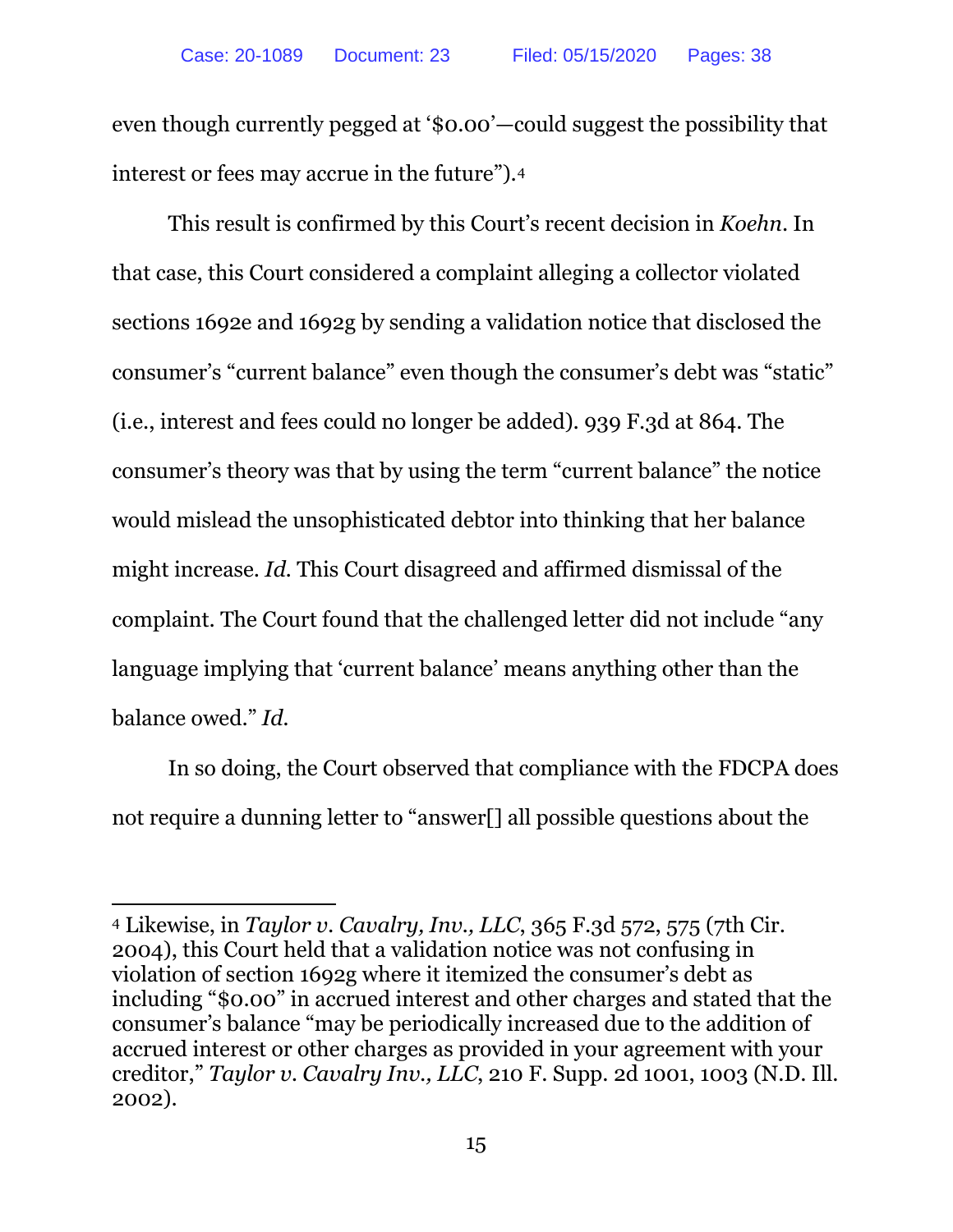even though currently pegged at '$0.00'—could suggest the possibility that interest or fees may accrue in the future").[4]

This result is confirmed by this Court's recent decision in *Koehn*. In that case, this Court considered a complaint alleging a collector violated sections 1692e and 1692g by sending a validation notice that disclosed the consumer's "current balance" even though the consumer's debt was "static" (i.e., interest and fees could no longer be added). 939 F.3d at 864. The consumer's theory was that by using the term "current balance" the notice would mislead the unsophisticated debtor into thinking that her balance might increase. *Id.* This Court disagreed and affirmed dismissal of the complaint. The Court found that the challenged letter did not include "any language implying that 'current balance' means anything other than the balance owed." *Id.*

In so doing, the Court observed that compliance with the FDCPA does not require a dunning letter to "answer[] all possible questions about the

---

[4] Likewise, in *Taylor v. Cavalry, Inv., LLC*, 365 F.3d 572, 575 (7th Cir. 2004), this Court held that a validation notice was not confusing in violation of section 1692g where it itemized the consumer's debt as including "$0.00" in accrued interest and other charges and stated that the consumer's balance "may be periodically increased due to the addition of accrued interest or other charges as provided in your agreement with your creditor," *Taylor v. Cavalry Inv., LLC*, 210 F. Supp. 2d 1001, 1003 (N.D. Ill. 2002).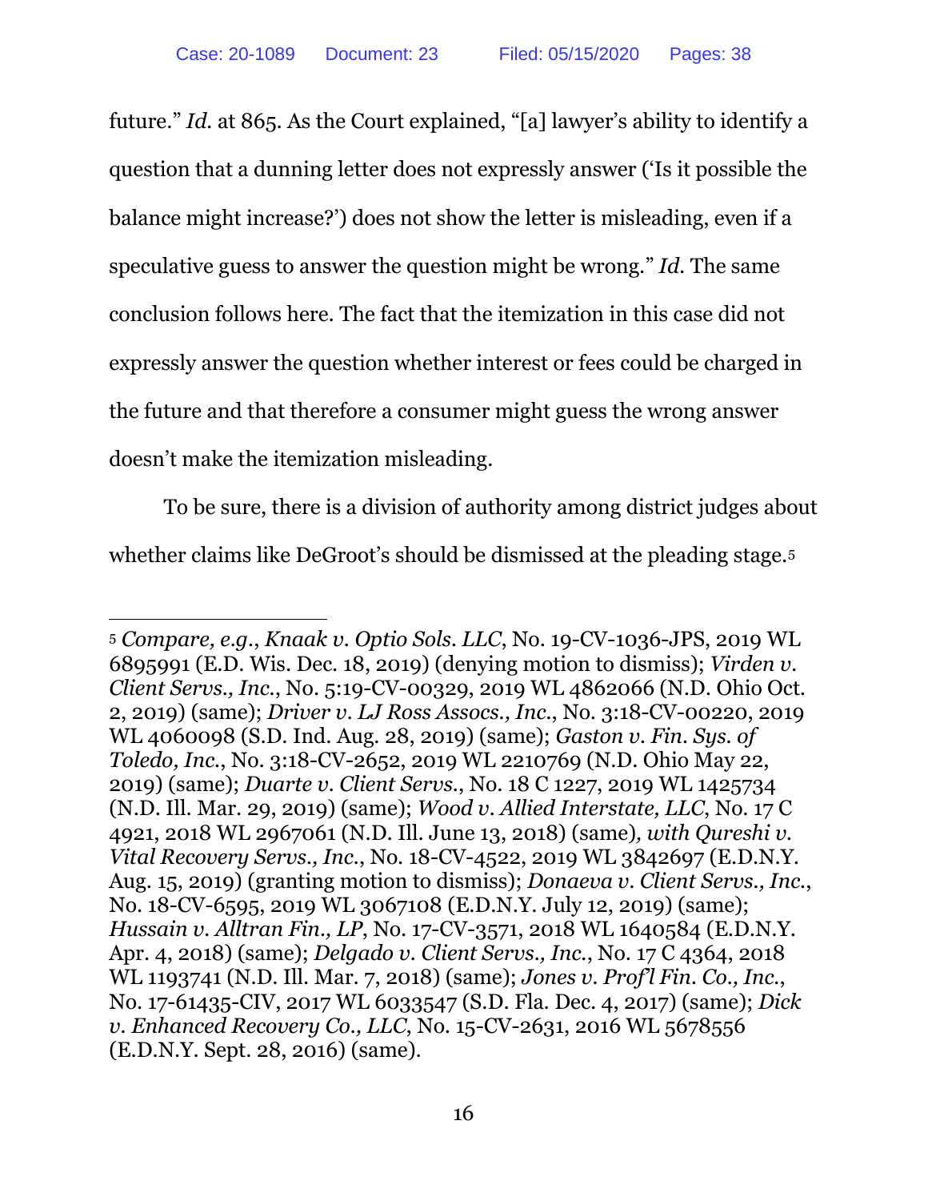future." *Id.* at 865. As the Court explained, "[a] lawyer's ability to identify a question that a dunning letter does not expressly answer ('Is it possible the balance might increase?') does not show the letter is misleading, even if a speculative guess to answer the question might be wrong." *Id.* The same conclusion follows here. The fact that the itemization in this case did not expressly answer the question whether interest or fees could be charged in the future and that therefore a consumer might guess the wrong answer doesn't make the itemization misleading.

To be sure, there is a division of authority among district judges about whether claims like DeGroot's should be dismissed at the pleading stage.[5]

---

[5] *Compare, e.g.*, *Knaak v. Optio Sols. LLC*, No. 19-CV-1036-JPS, 2019 WL 6895991 (E.D. Wis. Dec. 18, 2019) (denying motion to dismiss); *Virden v. Client Servs., Inc.*, No. 5:19-CV-00329, 2019 WL 4862066 (N.D. Ohio Oct. 2, 2019) (same); *Driver v. LJ Ross Assocs., Inc.*, No. 3:18-CV-00220, 2019 WL 4060098 (S.D. Ind. Aug. 28, 2019) (same); *Gaston v. Fin. Sys. of Toledo, Inc.*, No. 3:18-CV-2652, 2019 WL 2210769 (N.D. Ohio May 22, 2019) (same); *Duarte v. Client Servs.*, No. 18 C 1227, 2019 WL 1425734 (N.D. Ill. Mar. 29, 2019) (same); *Wood v. Allied Interstate, LLC*, No. 17 C 4921, 2018 WL 2967061 (N.D. Ill. June 13, 2018) (same), *with Qureshi v. Vital Recovery Servs., Inc.*, No. 18-CV-4522, 2019 WL 3842697 (E.D.N.Y. Aug. 15, 2019) (granting motion to dismiss); *Donaeva v. Client Servs., Inc.*, No. 18-CV-6595, 2019 WL 3067108 (E.D.N.Y. July 12, 2019) (same); *Hussain v. Alltran Fin., LP*, No. 17-CV-3571, 2018 WL 1640584 (E.D.N.Y. Apr. 4, 2018) (same); *Delgado v. Client Servs., Inc.*, No. 17 C 4364, 2018 WL 1193741 (N.D. Ill. Mar. 7, 2018) (same); *Jones v. Prof'l Fin. Co., Inc.*, No. 17-61435-CIV, 2017 WL 6033547 (S.D. Fla. Dec. 4, 2017) (same); *Dick v. Enhanced Recovery Co., LLC*, No. 15-CV-2631, 2016 WL 5678556 (E.D.N.Y. Sept. 28, 2016) (same).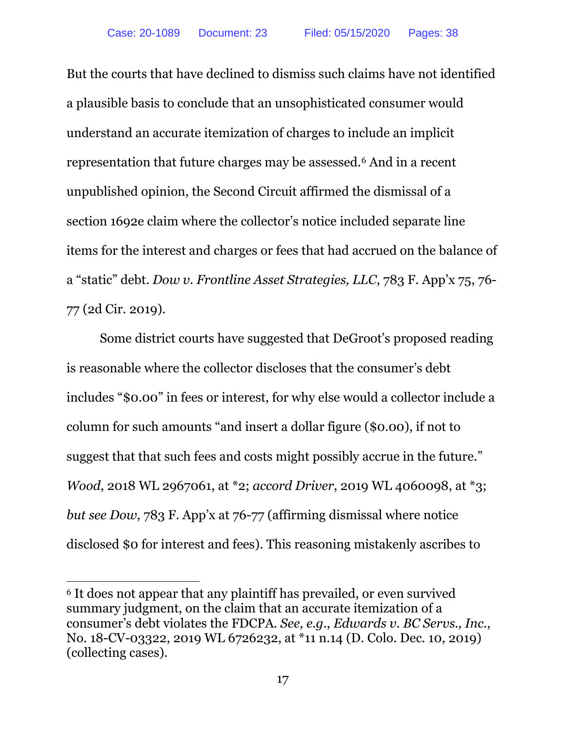But the courts that have declined to dismiss such claims have not identified a plausible basis to conclude that an unsophisticated consumer would understand an accurate itemization of charges to include an implicit representation that future charges may be assessed.[6] And in a recent unpublished opinion, the Second Circuit affirmed the dismissal of a section 1692e claim where the collector's notice included separate line items for the interest and charges or fees that had accrued on the balance of a "static" debt. *Dow v. Frontline Asset Strategies, LLC*, 783 F. App'x 75, 76-77 (2d Cir. 2019).

Some district courts have suggested that DeGroot's proposed reading is reasonable where the collector discloses that the consumer's debt includes "$0.00" in fees or interest, for why else would a collector include a column for such amounts "and insert a dollar figure ($0.00), if not to suggest that that such fees and costs might possibly accrue in the future." *Wood*, 2018 WL 2967061, at *2; *accord Driver*, 2019 WL 4060098, at *3; *but see Dow*, 783 F. App'x at 76-77 (affirming dismissal where notice disclosed $0 for interest and fees). This reasoning mistakenly ascribes to

---

[6] It does not appear that any plaintiff has prevailed, or even survived summary judgment, on the claim that an accurate itemization of a consumer's debt violates the FDCPA. *See, e.g.*, *Edwards v. BC Servs., Inc.*, No. 18-CV-03322, 2019 WL 6726232, at *11 n.14 (D. Colo. Dec. 10, 2019) (collecting cases).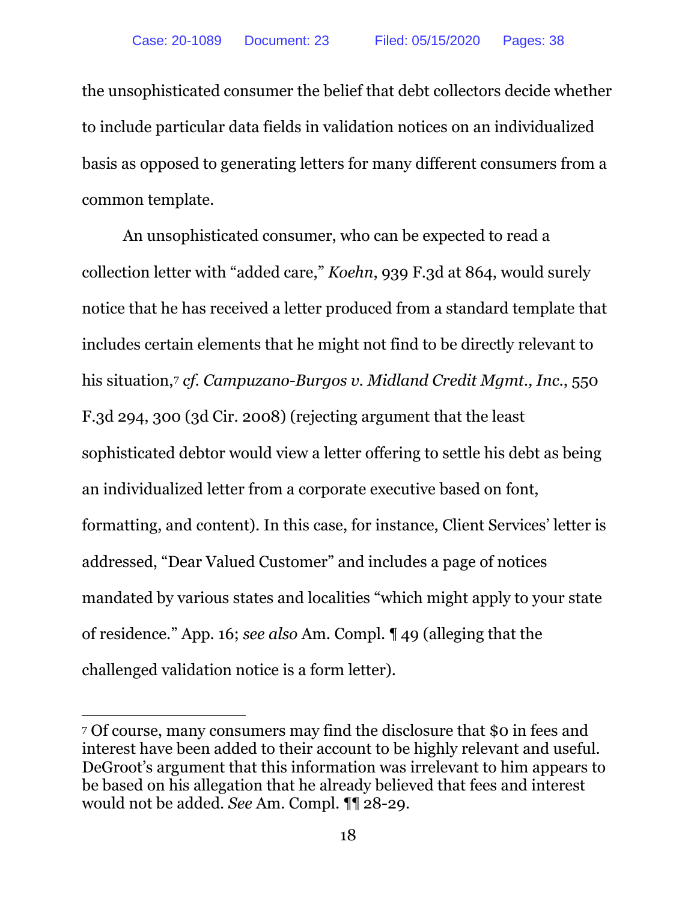the unsophisticated consumer the belief that debt collectors decide whether to include particular data fields in validation notices on an individualized basis as opposed to generating letters for many different consumers from a common template.

An unsophisticated consumer, who can be expected to read a collection letter with "added care," *Koehn*, 939 F.3d at 864, would surely notice that he has received a letter produced from a standard template that includes certain elements that he might not find to be directly relevant to his situation,[7] *cf. Campuzano-Burgos v. Midland Credit Mgmt., Inc.*, 550 F.3d 294, 300 (3d Cir. 2008) (rejecting argument that the least sophisticated debtor would view a letter offering to settle his debt as being an individualized letter from a corporate executive based on font, formatting, and content). In this case, for instance, Client Services' letter is addressed, "Dear Valued Customer" and includes a page of notices mandated by various states and localities "which might apply to your state of residence." App. 16; *see also* Am. Compl. ¶ 49 (alleging that the challenged validation notice is a form letter).

---

[7] Of course, many consumers may find the disclosure that $0 in fees and interest have been added to their account to be highly relevant and useful. DeGroot's argument that this information was irrelevant to him appears to be based on his allegation that he already believed that fees and interest would not be added. *See* Am. Compl. ¶¶ 28-29.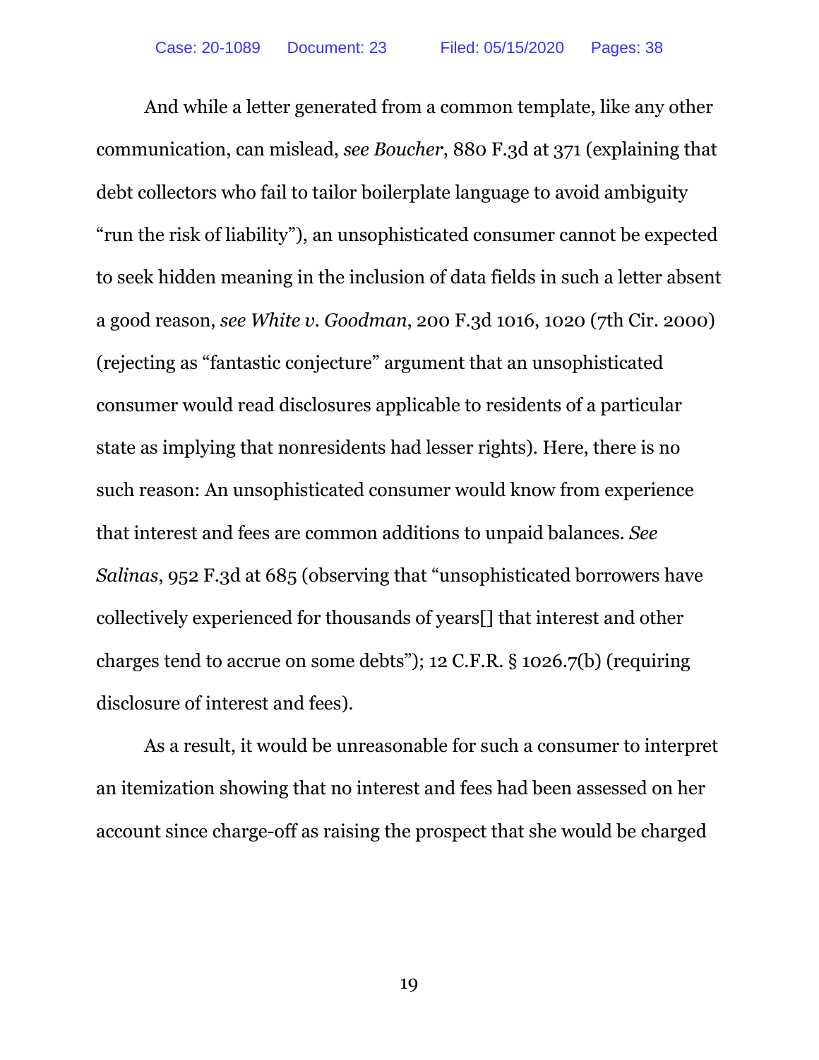And while a letter generated from a common template, like any other communication, can mislead, *see Boucher*, 880 F.3d at 371 (explaining that debt collectors who fail to tailor boilerplate language to avoid ambiguity "run the risk of liability"), an unsophisticated consumer cannot be expected to seek hidden meaning in the inclusion of data fields in such a letter absent a good reason, *see White v. Goodman*, 200 F.3d 1016, 1020 (7th Cir. 2000) (rejecting as "fantastic conjecture" argument that an unsophisticated consumer would read disclosures applicable to residents of a particular state as implying that nonresidents had lesser rights). Here, there is no such reason: An unsophisticated consumer would know from experience that interest and fees are common additions to unpaid balances. *See Salinas*, 952 F.3d at 685 (observing that "unsophisticated borrowers have collectively experienced for thousands of years[] that interest and other charges tend to accrue on some debts"); 12 C.F.R. § 1026.7(b) (requiring disclosure of interest and fees).

As a result, it would be unreasonable for such a consumer to interpret an itemization showing that no interest and fees had been assessed on her account since charge-off as raising the prospect that she would be charged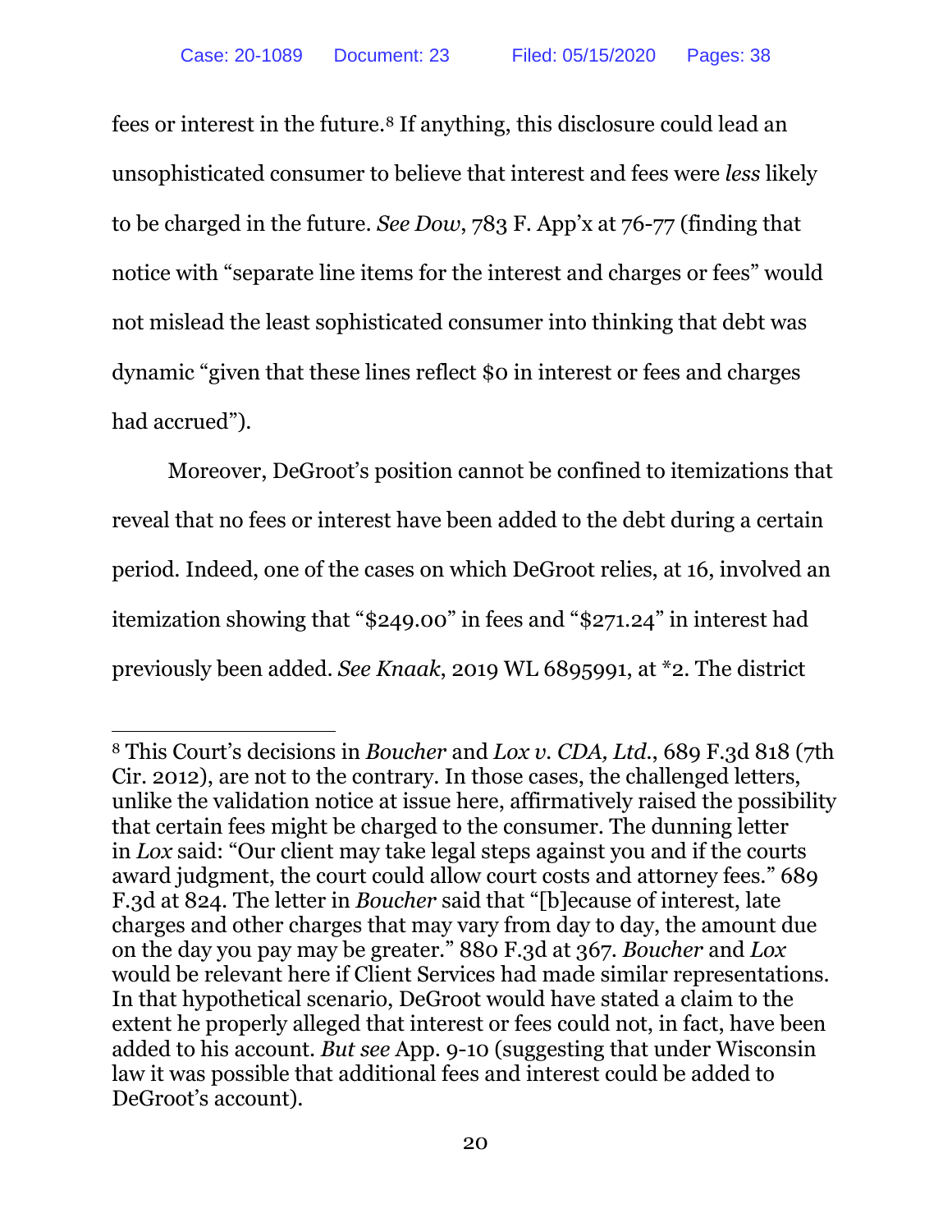fees or interest in the future.[8] If anything, this disclosure could lead an unsophisticated consumer to believe that interest and fees were *less* likely to be charged in the future. *See Dow*, 783 F. App'x at 76-77 (finding that notice with "separate line items for the interest and charges or fees" would not mislead the least sophisticated consumer into thinking that debt was dynamic "given that these lines reflect $0 in interest or fees and charges had accrued").

Moreover, DeGroot's position cannot be confined to itemizations that reveal that no fees or interest have been added to the debt during a certain period. Indeed, one of the cases on which DeGroot relies, at 16, involved an itemization showing that "$249.00" in fees and "$271.24" in interest had previously been added. *See Knaak*, 2019 WL 6895991, at *2. The district

---

[8] This Court's decisions in *Boucher* and *Lox v. CDA, Ltd.*, 689 F.3d 818 (7th Cir. 2012), are not to the contrary. In those cases, the challenged letters, unlike the validation notice at issue here, affirmatively raised the possibility that certain fees might be charged to the consumer. The dunning letter in *Lox* said: "Our client may take legal steps against you and if the courts award judgment, the court could allow court costs and attorney fees." 689 F.3d at 824. The letter in *Boucher* said that "[b]ecause of interest, late charges and other charges that may vary from day to day, the amount due on the day you pay may be greater." 880 F.3d at 367. *Boucher* and *Lox* would be relevant here if Client Services had made similar representations. In that hypothetical scenario, DeGroot would have stated a claim to the extent he properly alleged that interest or fees could not, in fact, have been added to his account. *But see* App. 9-10 (suggesting that under Wisconsin law it was possible that additional fees and interest could be added to DeGroot's account).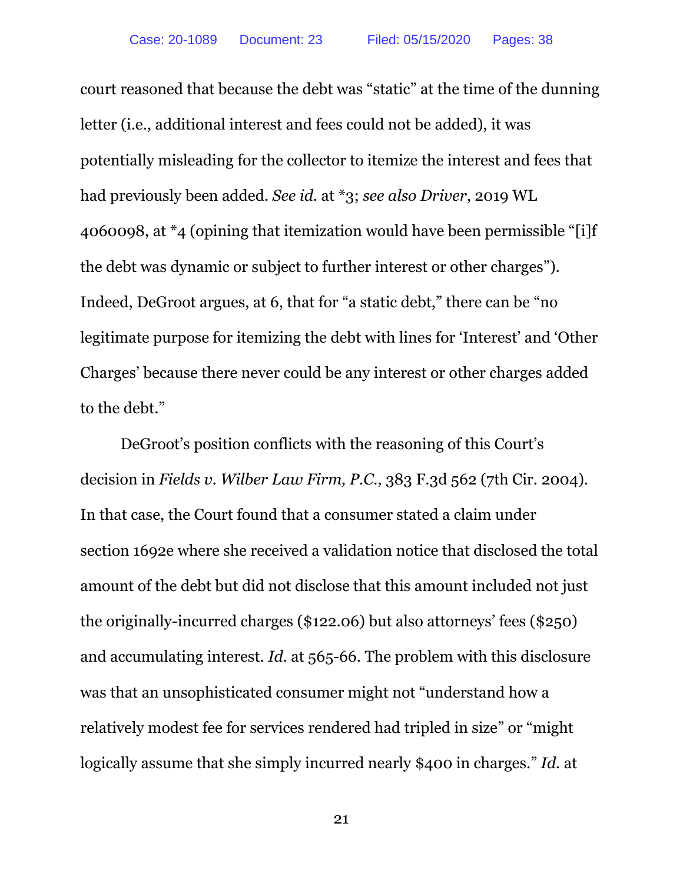court reasoned that because the debt was "static" at the time of the dunning letter (i.e., additional interest and fees could not be added), it was potentially misleading for the collector to itemize the interest and fees that had previously been added. *See id.* at *3; *see also Driver*, 2019 WL 4060098, at *4 (opining that itemization would have been permissible "[i]f the debt was dynamic or subject to further interest or other charges"). Indeed, DeGroot argues, at 6, that for "a static debt," there can be "no legitimate purpose for itemizing the debt with lines for 'Interest' and 'Other Charges' because there never could be any interest or other charges added to the debt."

DeGroot's position conflicts with the reasoning of this Court's decision in *Fields v. Wilber Law Firm, P.C.*, 383 F.3d 562 (7th Cir. 2004). In that case, the Court found that a consumer stated a claim under section 1692e where she received a validation notice that disclosed the total amount of the debt but did not disclose that this amount included not just the originally-incurred charges ($122.06) but also attorneys' fees ($250) and accumulating interest. *Id.* at 565-66. The problem with this disclosure was that an unsophisticated consumer might not "understand how a relatively modest fee for services rendered had tripled in size" or "might logically assume that she simply incurred nearly $400 in charges." *Id.* at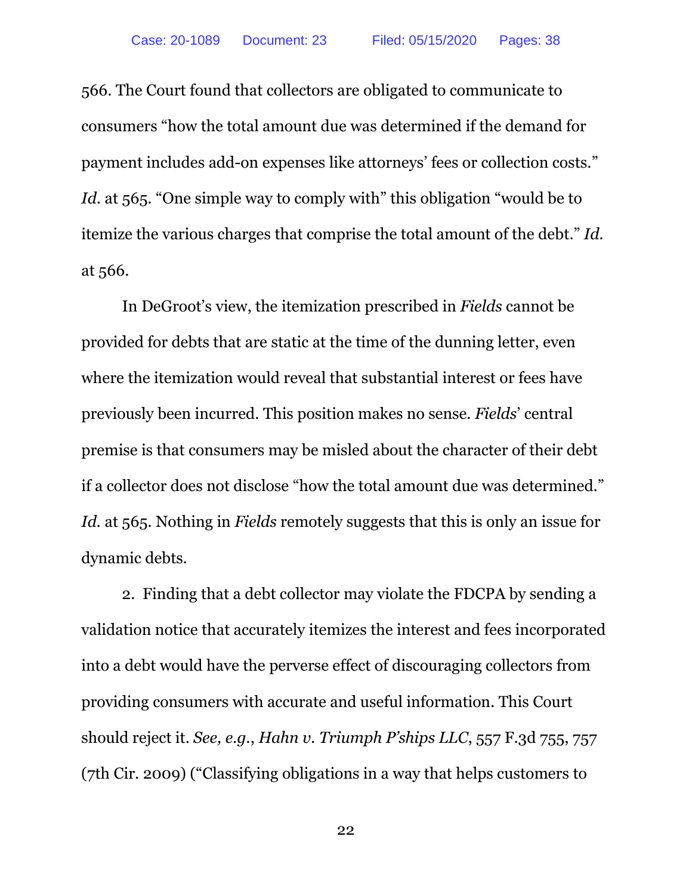566. The Court found that collectors are obligated to communicate to consumers "how the total amount due was determined if the demand for payment includes add-on expenses like attorneys' fees or collection costs." *Id.* at 565. "One simple way to comply with" this obligation "would be to itemize the various charges that comprise the total amount of the debt." *Id.* at 566.

In DeGroot's view, the itemization prescribed in *Fields* cannot be provided for debts that are static at the time of the dunning letter, even where the itemization would reveal that substantial interest or fees have previously been incurred. This position makes no sense. *Fields*' central premise is that consumers may be misled about the character of their debt if a collector does not disclose "how the total amount due was determined." *Id.* at 565. Nothing in *Fields* remotely suggests that this is only an issue for dynamic debts.

2. Finding that a debt collector may violate the FDCPA by sending a validation notice that accurately itemizes the interest and fees incorporated into a debt would have the perverse effect of discouraging collectors from providing consumers with accurate and useful information. This Court should reject it. *See, e.g.*, *Hahn v. Triumph P'ships LLC*, 557 F.3d 755, 757 (7th Cir. 2009) ("Classifying obligations in a way that helps customers to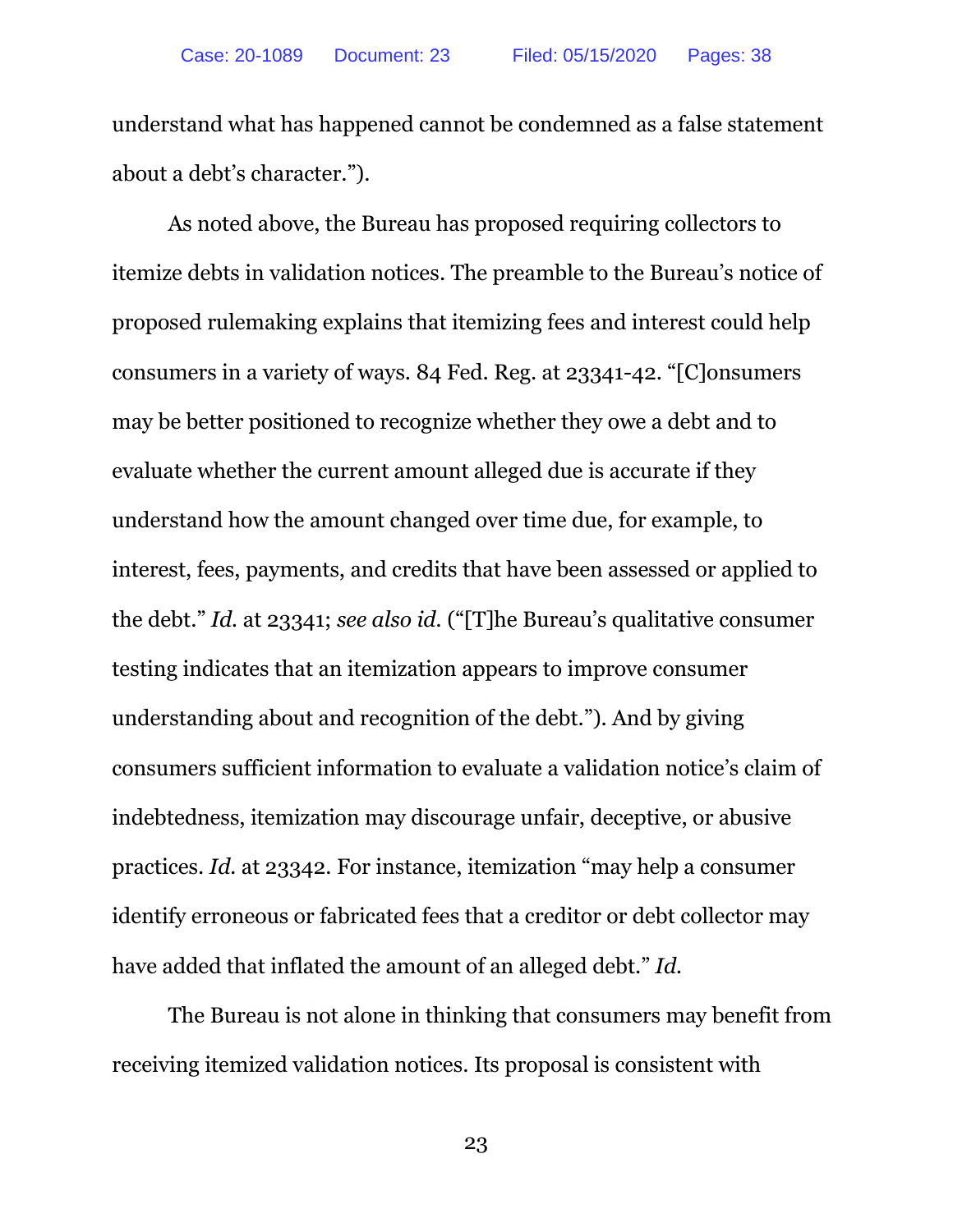understand what has happened cannot be condemned as a false statement about a debt's character.").

As noted above, the Bureau has proposed requiring collectors to itemize debts in validation notices. The preamble to the Bureau's notice of proposed rulemaking explains that itemizing fees and interest could help consumers in a variety of ways. 84 Fed. Reg. at 23341-42. "[C]onsumers may be better positioned to recognize whether they owe a debt and to evaluate whether the current amount alleged due is accurate if they understand how the amount changed over time due, for example, to interest, fees, payments, and credits that have been assessed or applied to the debt." *Id.* at 23341; *see also id.* ("[T]he Bureau's qualitative consumer testing indicates that an itemization appears to improve consumer understanding about and recognition of the debt."). And by giving consumers sufficient information to evaluate a validation notice's claim of indebtedness, itemization may discourage unfair, deceptive, or abusive practices. *Id.* at 23342. For instance, itemization "may help a consumer identify erroneous or fabricated fees that a creditor or debt collector may have added that inflated the amount of an alleged debt." *Id.*

The Bureau is not alone in thinking that consumers may benefit from receiving itemized validation notices. Its proposal is consistent with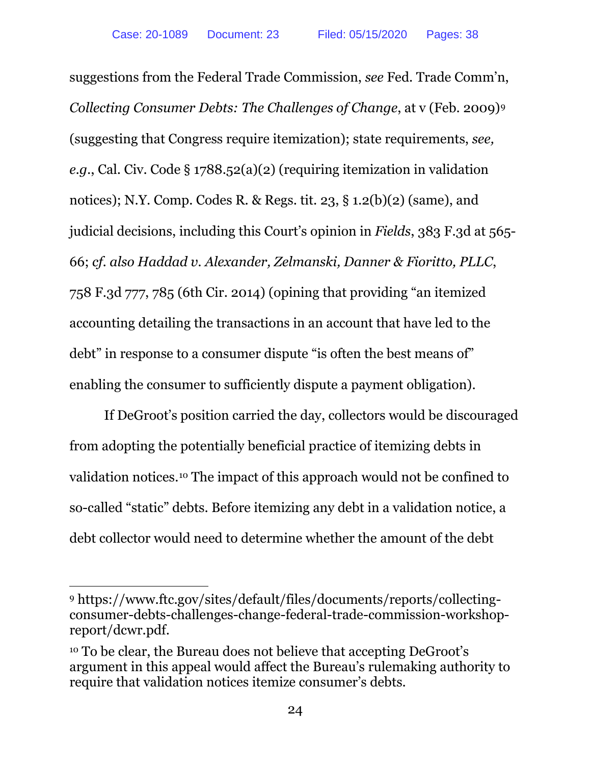suggestions from the Federal Trade Commission, *see* Fed. Trade Comm'n, *Collecting Consumer Debts: The Challenges of Change*, at v (Feb. 2009)[9] (suggesting that Congress require itemization); state requirements, *see, e.g.*, Cal. Civ. Code § 1788.52(a)(2) (requiring itemization in validation notices); N.Y. Comp. Codes R. & Regs. tit. 23, § 1.2(b)(2) (same), and judicial decisions, including this Court's opinion in *Fields*, 383 F.3d at 565-66; *cf. also Haddad v. Alexander, Zelmanski, Danner & Fioritto, PLLC*, 758 F.3d 777, 785 (6th Cir. 2014) (opining that providing "an itemized accounting detailing the transactions in an account that have led to the debt" in response to a consumer dispute "is often the best means of" enabling the consumer to sufficiently dispute a payment obligation).

If DeGroot's position carried the day, collectors would be discouraged from adopting the potentially beneficial practice of itemizing debts in validation notices.[10] The impact of this approach would not be confined to so-called "static" debts. Before itemizing any debt in a validation notice, a debt collector would need to determine whether the amount of the debt

---

[9] https://www.ftc.gov/sites/default/files/documents/reports/collecting-consumer-debts-challenges-change-federal-trade-commission-workshop-report/dcwr.pdf.

[10] To be clear, the Bureau does not believe that accepting DeGroot's argument in this appeal would affect the Bureau's rulemaking authority to require that validation notices itemize consumer's debts.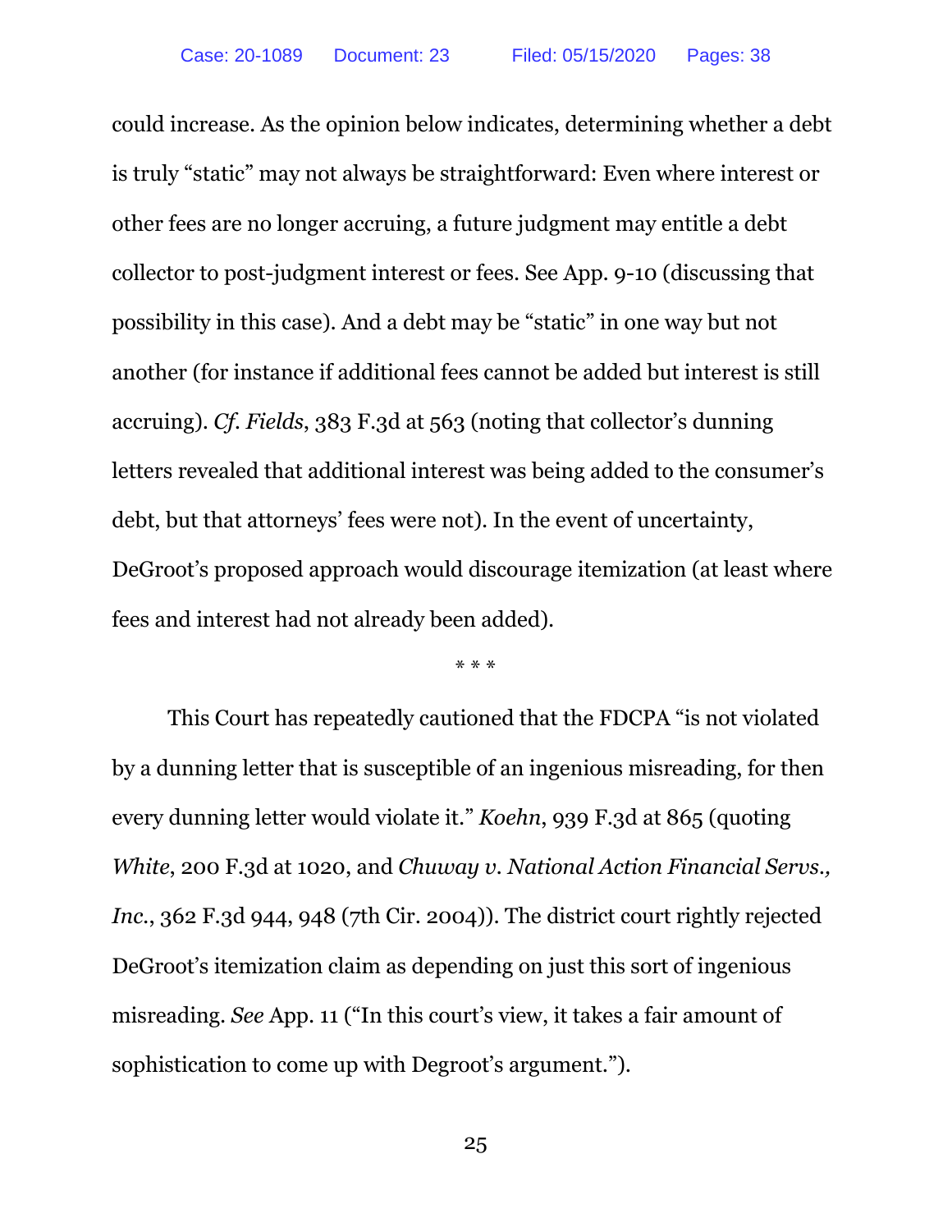could increase. As the opinion below indicates, determining whether a debt is truly "static" may not always be straightforward: Even where interest or other fees are no longer accruing, a future judgment may entitle a debt collector to post-judgment interest or fees. See App. 9-10 (discussing that possibility in this case). And a debt may be "static" in one way but not another (for instance if additional fees cannot be added but interest is still accruing). *Cf. Fields*, 383 F.3d at 563 (noting that collector's dunning letters revealed that additional interest was being added to the consumer's debt, but that attorneys' fees were not). In the event of uncertainty, DeGroot's proposed approach would discourage itemization (at least where fees and interest had not already been added).

\* \* \*

This Court has repeatedly cautioned that the FDCPA "is not violated by a dunning letter that is susceptible of an ingenious misreading, for then every dunning letter would violate it." *Koehn*, 939 F.3d at 865 (quoting *White*, 200 F.3d at 1020, and *Chuway v. National Action Financial Servs., Inc.*, 362 F.3d 944, 948 (7th Cir. 2004)). The district court rightly rejected DeGroot's itemization claim as depending on just this sort of ingenious misreading. *See* App. 11 ("In this court's view, it takes a fair amount of sophistication to come up with Degroot's argument.").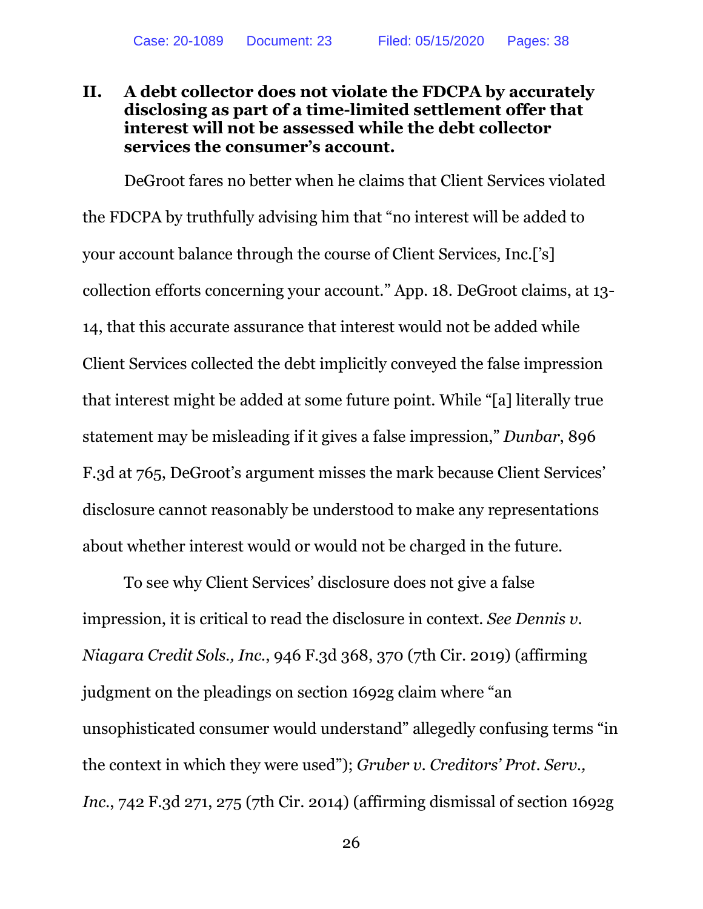## II. A debt collector does not violate the FDCPA by accurately disclosing as part of a time-limited settlement offer that interest will not be assessed while the debt collector services the consumer's account.

DeGroot fares no better when he claims that Client Services violated the FDCPA by truthfully advising him that "no interest will be added to your account balance through the course of Client Services, Inc.['s] collection efforts concerning your account." App. 18. DeGroot claims, at 13-14, that this accurate assurance that interest would not be added while Client Services collected the debt implicitly conveyed the false impression that interest might be added at some future point. While "[a] literally true statement may be misleading if it gives a false impression," *Dunbar*, 896 F.3d at 765, DeGroot's argument misses the mark because Client Services' disclosure cannot reasonably be understood to make any representations about whether interest would or would not be charged in the future.

To see why Client Services' disclosure does not give a false impression, it is critical to read the disclosure in context. *See Dennis v. Niagara Credit Sols., Inc.*, 946 F.3d 368, 370 (7th Cir. 2019) (affirming judgment on the pleadings on section 1692g claim where "an unsophisticated consumer would understand" allegedly confusing terms "in the context in which they were used"); *Gruber v. Creditors' Prot. Serv., Inc.*, 742 F.3d 271, 275 (7th Cir. 2014) (affirming dismissal of section 1692g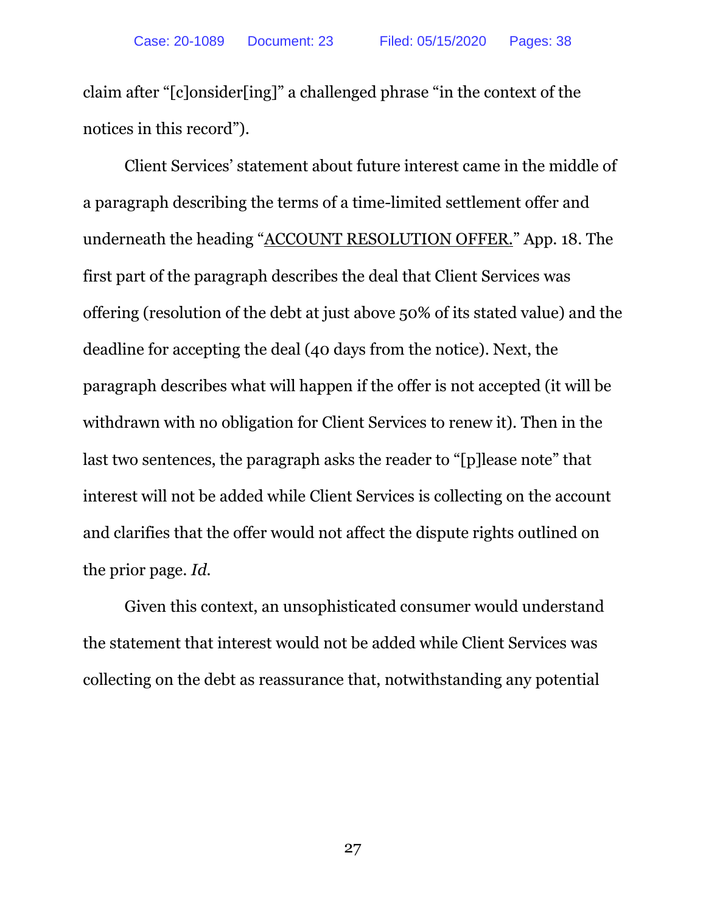claim after "[c]onsider[ing]" a challenged phrase "in the context of the notices in this record").

Client Services' statement about future interest came in the middle of a paragraph describing the terms of a time-limited settlement offer and underneath the heading "ACCOUNT RESOLUTION OFFER." App. 18. The first part of the paragraph describes the deal that Client Services was offering (resolution of the debt at just above 50% of its stated value) and the deadline for accepting the deal (40 days from the notice). Next, the paragraph describes what will happen if the offer is not accepted (it will be withdrawn with no obligation for Client Services to renew it). Then in the last two sentences, the paragraph asks the reader to "[p]lease note" that interest will not be added while Client Services is collecting on the account and clarifies that the offer would not affect the dispute rights outlined on the prior page. *Id.*

Given this context, an unsophisticated consumer would understand the statement that interest would not be added while Client Services was collecting on the debt as reassurance that, notwithstanding any potential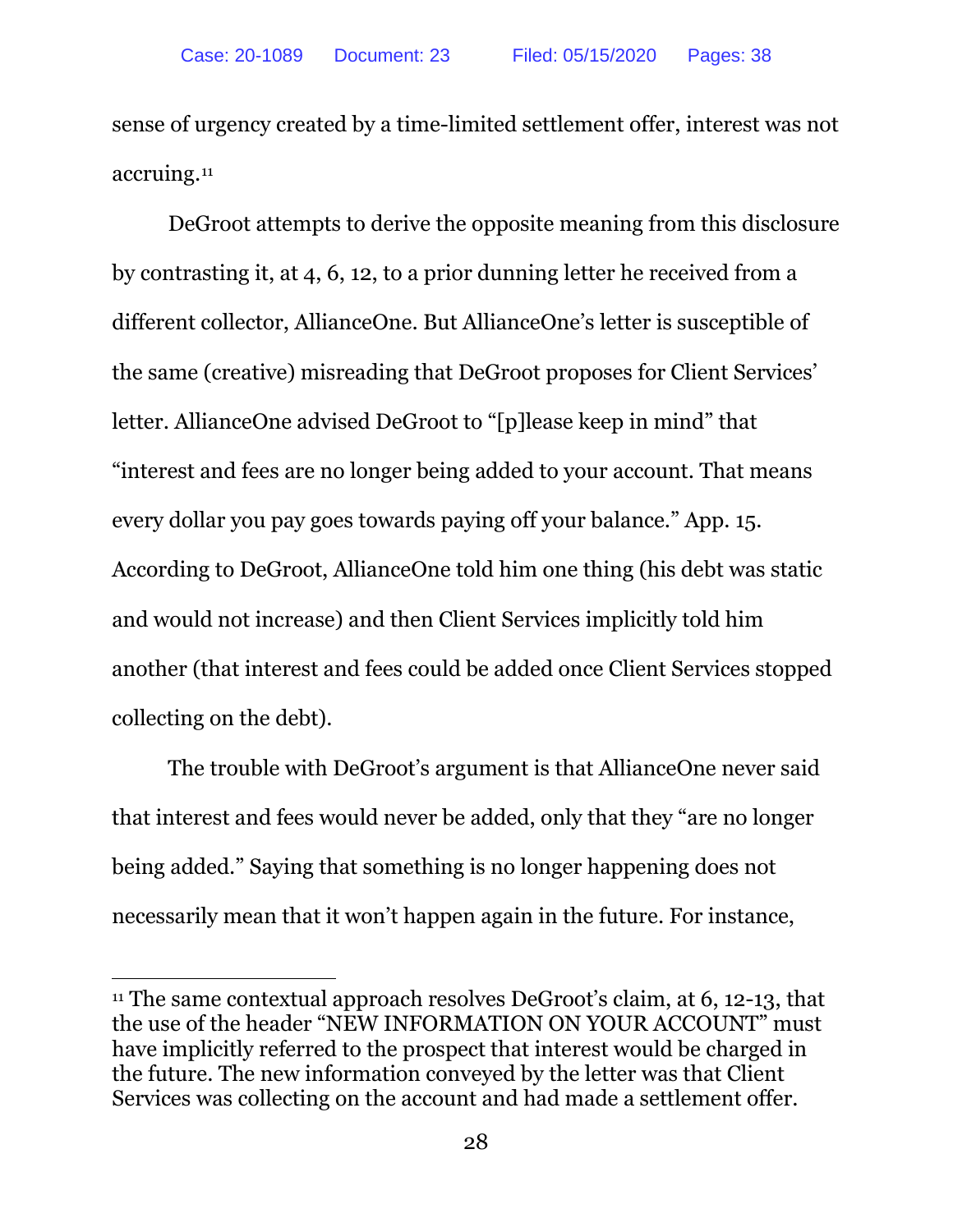sense of urgency created by a time-limited settlement offer, interest was not accruing.[11]

DeGroot attempts to derive the opposite meaning from this disclosure by contrasting it, at 4, 6, 12, to a prior dunning letter he received from a different collector, AllianceOne. But AllianceOne's letter is susceptible of the same (creative) misreading that DeGroot proposes for Client Services' letter. AllianceOne advised DeGroot to "[p]lease keep in mind" that "interest and fees are no longer being added to your account. That means every dollar you pay goes towards paying off your balance." App. 15. According to DeGroot, AllianceOne told him one thing (his debt was static and would not increase) and then Client Services implicitly told him another (that interest and fees could be added once Client Services stopped collecting on the debt).

The trouble with DeGroot's argument is that AllianceOne never said that interest and fees would never be added, only that they "are no longer being added." Saying that something is no longer happening does not necessarily mean that it won't happen again in the future. For instance,

---

[11] The same contextual approach resolves DeGroot's claim, at 6, 12-13, that the use of the header "NEW INFORMATION ON YOUR ACCOUNT" must have implicitly referred to the prospect that interest would be charged in the future. The new information conveyed by the letter was that Client Services was collecting on the account and had made a settlement offer.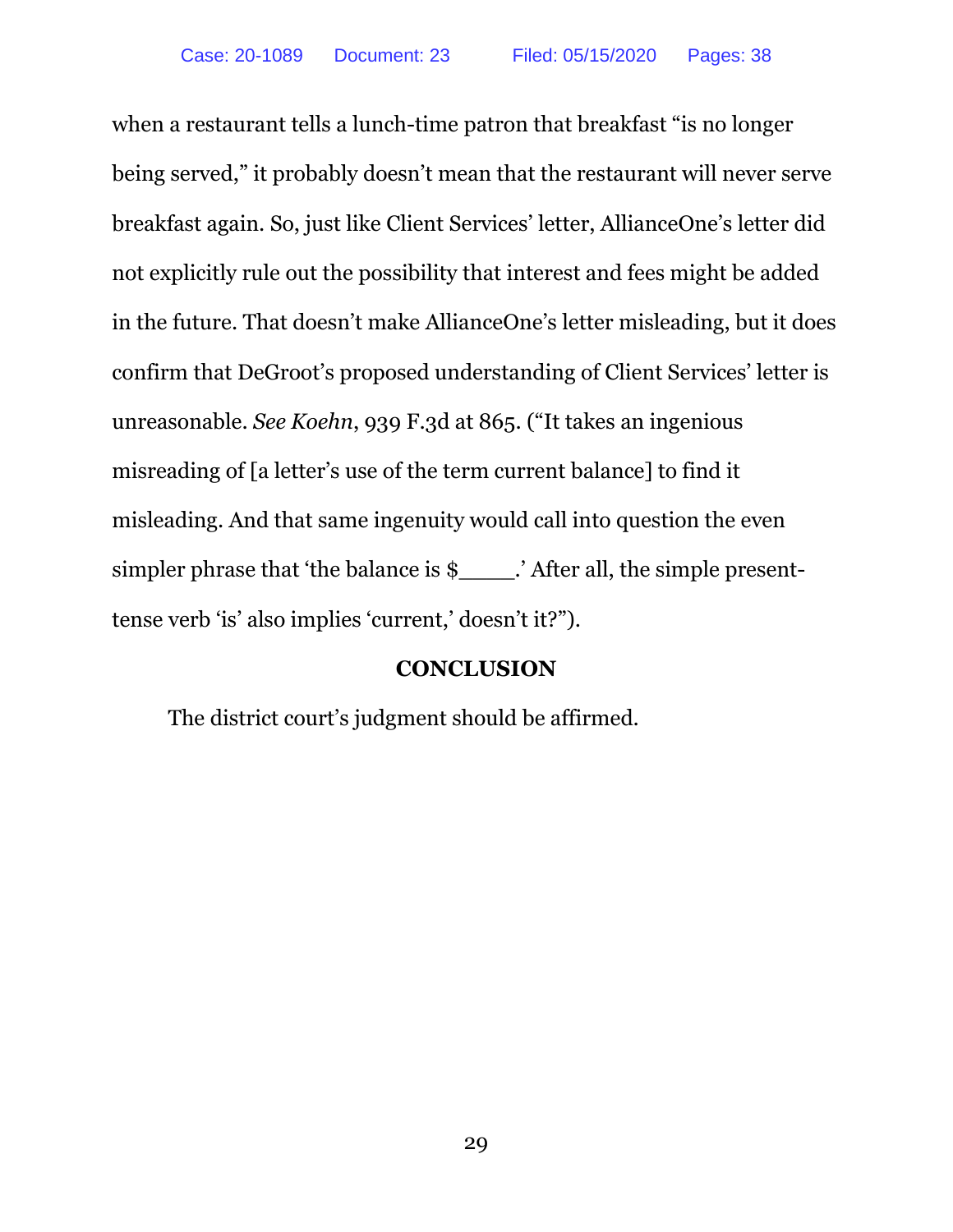when a restaurant tells a lunch-time patron that breakfast "is no longer being served," it probably doesn't mean that the restaurant will never serve breakfast again. So, just like Client Services' letter, AllianceOne's letter did not explicitly rule out the possibility that interest and fees might be added in the future. That doesn't make AllianceOne's letter misleading, but it does confirm that DeGroot's proposed understanding of Client Services' letter is unreasonable. *See Koehn*, 939 F.3d at 865. ("It takes an ingenious misreading of [a letter's use of the term current balance] to find it misleading. And that same ingenuity would call into question the even simpler phrase that 'the balance is $____.' After all, the simple present-tense verb 'is' also implies 'current,' doesn't it?").

## CONCLUSION

The district court's judgment should be affirmed.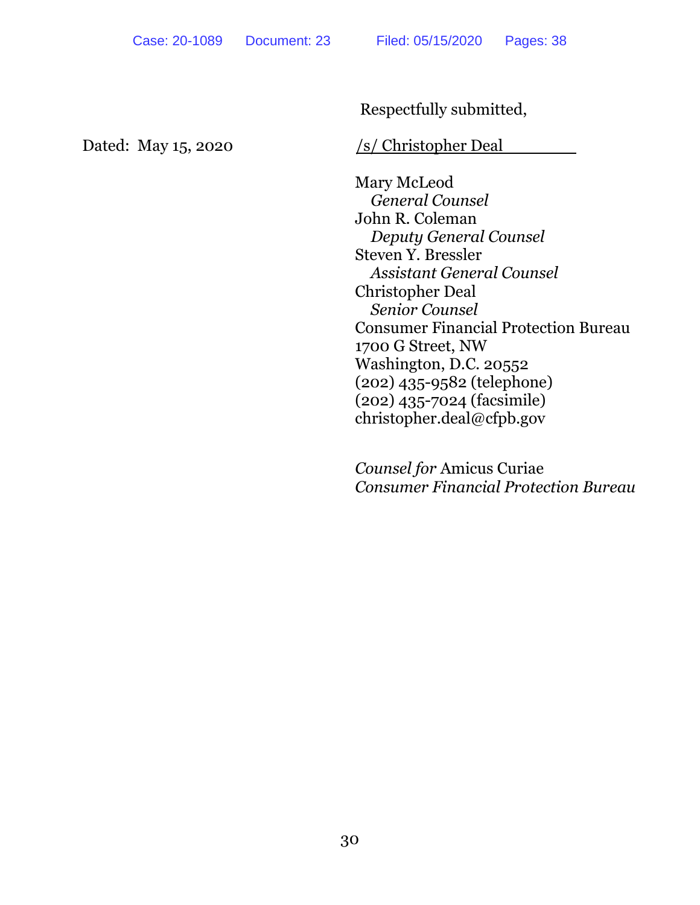Respectfully submitted,

Dated: May 15, 2020

/s/ Christopher Deal

Mary McLeod
*General Counsel*
John R. Coleman
*Deputy General Counsel*
Steven Y. Bressler
*Assistant General Counsel*
Christopher Deal
*Senior Counsel*
Consumer Financial Protection Bureau
1700 G Street, NW
Washington, D.C. 20552
(202) 435-9582 (telephone)
(202) 435-7024 (facsimile)
christopher.deal@cfpb.gov

*Counsel for* Amicus Curiae
*Consumer Financial Protection Bureau*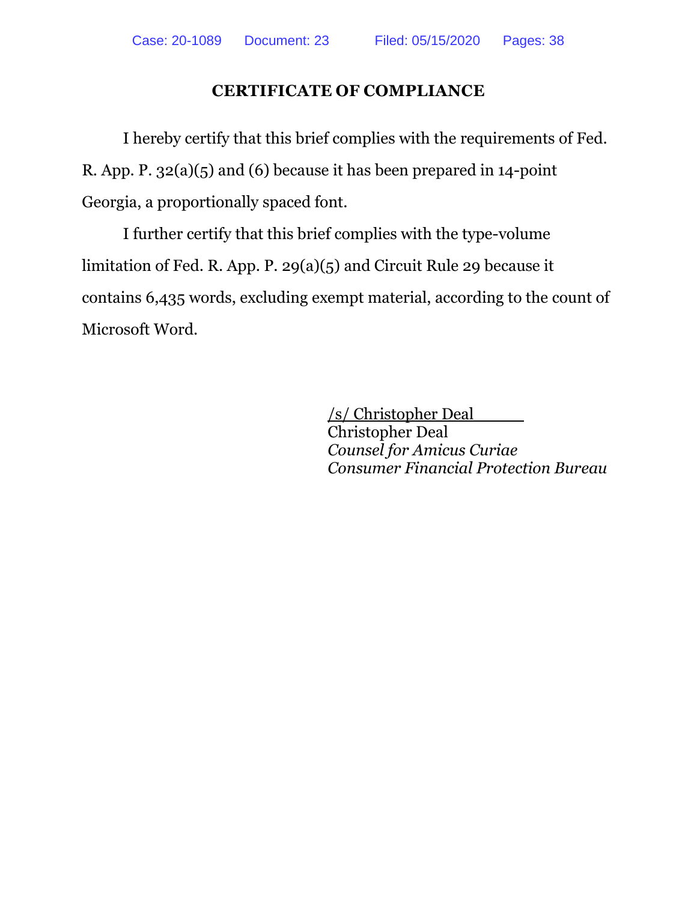## CERTIFICATE OF COMPLIANCE

I hereby certify that this brief complies with the requirements of Fed. R. App. P. 32(a)(5) and (6) because it has been prepared in 14-point Georgia, a proportionally spaced font.

I further certify that this brief complies with the type-volume limitation of Fed. R. App. P. 29(a)(5) and Circuit Rule 29 because it contains 6,435 words, excluding exempt material, according to the count of Microsoft Word.

/s/ Christopher Deal  
Christopher Deal  
*Counsel for Amicus Curiae*  
*Consumer Financial Protection Bureau*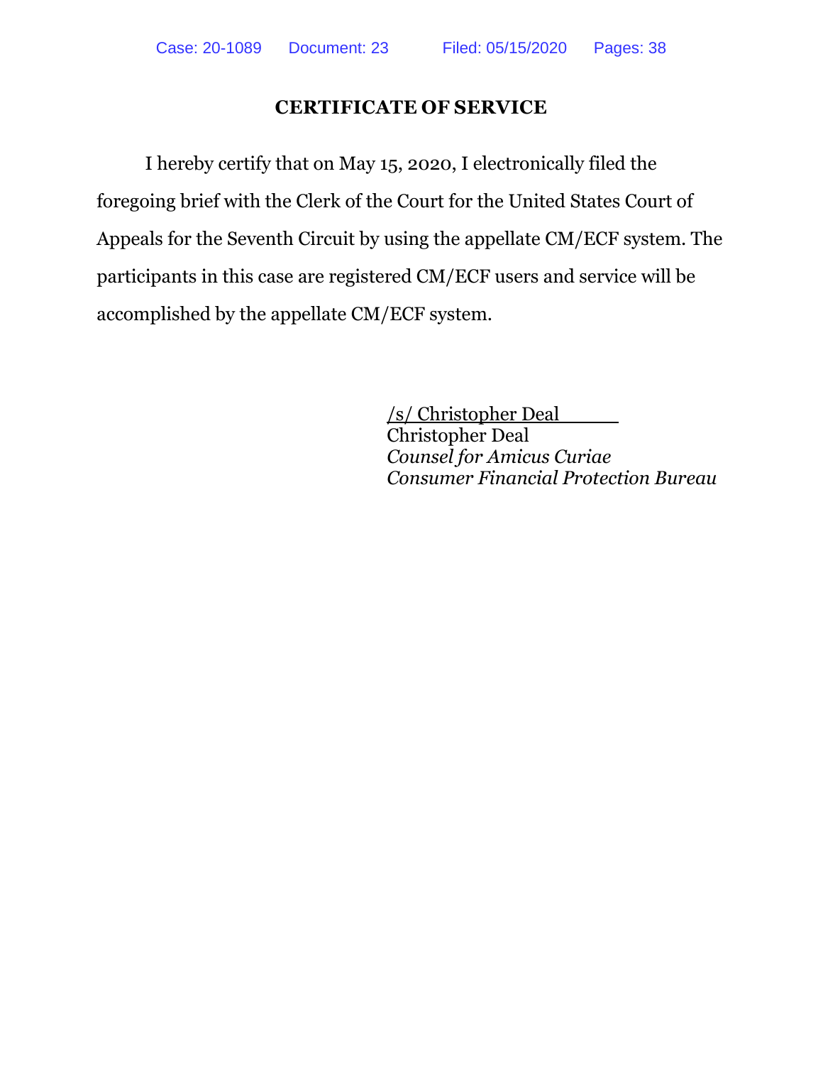## CERTIFICATE OF SERVICE

I hereby certify that on May 15, 2020, I electronically filed the foregoing brief with the Clerk of the Court for the United States Court of Appeals for the Seventh Circuit by using the appellate CM/ECF system. The participants in this case are registered CM/ECF users and service will be accomplished by the appellate CM/ECF system.

/s/ Christopher Deal
Christopher Deal
*Counsel for Amicus Curiae*
*Consumer Financial Protection Bureau*